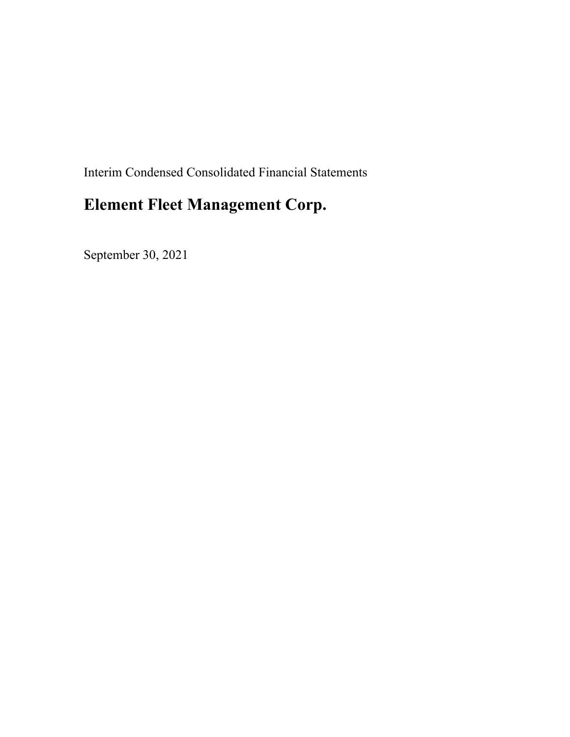Interim Condensed Consolidated Financial Statements

# Element Fleet Management Corp.

September 30, 2021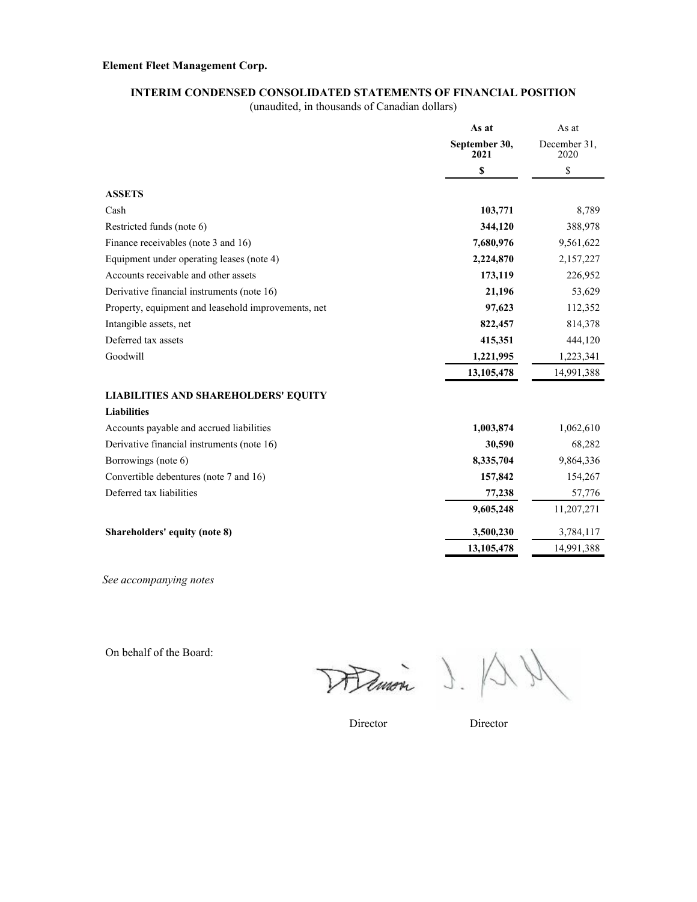**Element Fleet Management Corp.**

## INTERIM CONDENSED CONSOLIDATED STATEMENTS OF FINANCIAL POSITION

(unaudited, in thousands of Canadian dollars)

| | As at September 30, 2021 | As at December 31, 2020 |
|---|---|---|
| | $ | $ |
| **ASSETS** | | |
| Cash | **103,771** | 8,789 |
| Restricted funds (note 6) | **344,120** | 388,978 |
| Finance receivables (note 3 and 16) | **7,680,976** | 9,561,622 |
| Equipment under operating leases (note 4) | **2,224,870** | 2,157,227 |
| Accounts receivable and other assets | **173,119** | 226,952 |
| Derivative financial instruments (note 16) | **21,196** | 53,629 |
| Property, equipment and leasehold improvements, net | **97,623** | 112,352 |
| Intangible assets, net | **822,457** | 814,378 |
| Deferred tax assets | **415,351** | 444,120 |
| Goodwill | **1,221,995** | 1,223,341 |
| | **13,105,478** | 14,991,388 |
| **LIABILITIES AND SHAREHOLDERS' EQUITY** | | |
| **Liabilities** | | |
| Accounts payable and accrued liabilities | **1,003,874** | 1,062,610 |
| Derivative financial instruments (note 16) | **30,590** | 68,282 |
| Borrowings (note 6) | **8,335,704** | 9,864,336 |
| Convertible debentures (note 7 and 16) | **157,842** | 154,267 |
| Deferred tax liabilities | **77,238** | 57,776 |
| | **9,605,248** | 11,207,271 |
| **Shareholders' equity (note 8)** | **3,500,230** | 3,784,117 |
| | **13,105,478** | 14,991,388 |

*See accompanying notes*

On behalf of the Board:

Director Director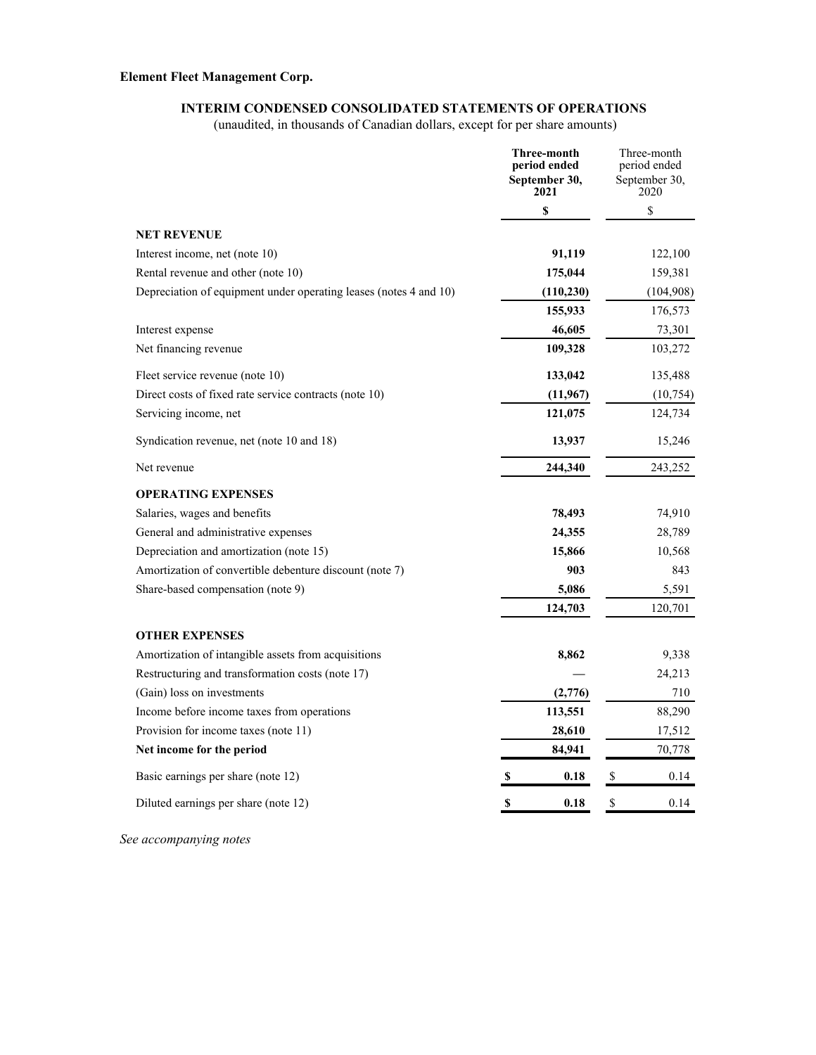**Element Fleet Management Corp.**

## INTERIM CONDENSED CONSOLIDATED STATEMENTS OF OPERATIONS

(unaudited, in thousands of Canadian dollars, except for per share amounts)

| | **Three-month period ended September 30, 2021** | Three-month period ended September 30, 2020 |
|---|---|---|
| | **$** | $ |
| **NET REVENUE** | | |
| Interest income, net (note 10) | **91,119** | 122,100 |
| Rental revenue and other (note 10) | **175,044** | 159,381 |
| Depreciation of equipment under operating leases (notes 4 and 10) | **(110,230)** | (104,908) |
| | **155,933** | 176,573 |
| Interest expense | **46,605** | 73,301 |
| Net financing revenue | **109,328** | 103,272 |
| Fleet service revenue (note 10) | **133,042** | 135,488 |
| Direct costs of fixed rate service contracts (note 10) | **(11,967)** | (10,754) |
| Servicing income, net | **121,075** | 124,734 |
| Syndication revenue, net (note 10 and 18) | **13,937** | 15,246 |
| Net revenue | **244,340** | 243,252 |
| **OPERATING EXPENSES** | | |
| Salaries, wages and benefits | **78,493** | 74,910 |
| General and administrative expenses | **24,355** | 28,789 |
| Depreciation and amortization (note 15) | **15,866** | 10,568 |
| Amortization of convertible debenture discount (note 7) | **903** | 843 |
| Share-based compensation (note 9) | **5,086** | 5,591 |
| | **124,703** | 120,701 |
| **OTHER EXPENSES** | | |
| Amortization of intangible assets from acquisitions | **8,862** | 9,338 |
| Restructuring and transformation costs (note 17) | **—** | 24,213 |
| (Gain) loss on investments | **(2,776)** | 710 |
| Income before income taxes from operations | **113,551** | 88,290 |
| Provision for income taxes (note 11) | **28,610** | 17,512 |
| **Net income for the period** | **84,941** | 70,778 |
| Basic earnings per share (note 12) | **$ 0.18** | $ 0.14 |
| Diluted earnings per share (note 12) | **$ 0.18** | $ 0.14 |

*See accompanying notes*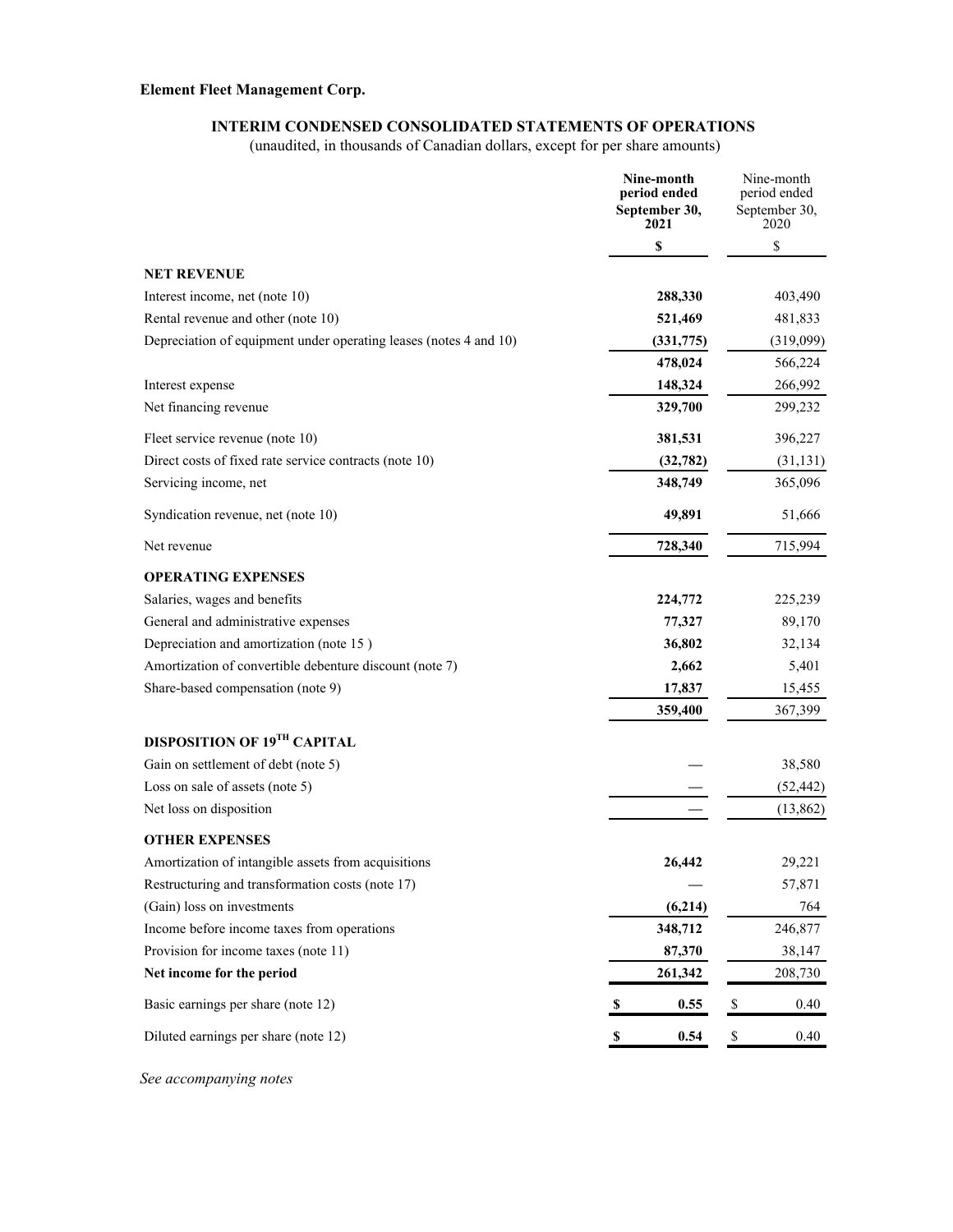**Element Fleet Management Corp.**

## INTERIM CONDENSED CONSOLIDATED STATEMENTS OF OPERATIONS

(unaudited, in thousands of Canadian dollars, except for per share amounts)

| | **Nine-month period ended September 30, 2021** | Nine-month period ended September 30, 2020 |
|---|---|---|
| | **$** | $ |
| **NET REVENUE** | | |
| Interest income, net (note 10) | **288,330** | 403,490 |
| Rental revenue and other (note 10) | **521,469** | 481,833 |
| Depreciation of equipment under operating leases (notes 4 and 10) | **(331,775)** | (319,099) |
| | **478,024** | 566,224 |
| Interest expense | **148,324** | 266,992 |
| Net financing revenue | **329,700** | 299,232 |
| Fleet service revenue (note 10) | **381,531** | 396,227 |
| Direct costs of fixed rate service contracts (note 10) | **(32,782)** | (31,131) |
| Servicing income, net | **348,749** | 365,096 |
| Syndication revenue, net (note 10) | **49,891** | 51,666 |
| Net revenue | **728,340** | 715,994 |
| **OPERATING EXPENSES** | | |
| Salaries, wages and benefits | **224,772** | 225,239 |
| General and administrative expenses | **77,327** | 89,170 |
| Depreciation and amortization (note 15 ) | **36,802** | 32,134 |
| Amortization of convertible debenture discount (note 7) | **2,662** | 5,401 |
| Share-based compensation (note 9) | **17,837** | 15,455 |
| | **359,400** | 367,399 |
| **DISPOSITION OF 19TH CAPITAL** | | |
| Gain on settlement of debt (note 5) | **—** | 38,580 |
| Loss on sale of assets (note 5) | **—** | (52,442) |
| Net loss on disposition | **—** | (13,862) |
| **OTHER EXPENSES** | | |
| Amortization of intangible assets from acquisitions | **26,442** | 29,221 |
| Restructuring and transformation costs (note 17) | **—** | 57,871 |
| (Gain) loss on investments | **(6,214)** | 764 |
| Income before income taxes from operations | **348,712** | 246,877 |
| Provision for income taxes (note 11) | **87,370** | 38,147 |
| **Net income for the period** | **261,342** | 208,730 |
| Basic earnings per share (note 12) | **$ 0.55** | $ 0.40 |
| Diluted earnings per share (note 12) | **$ 0.54** | $ 0.40 |

*See accompanying notes*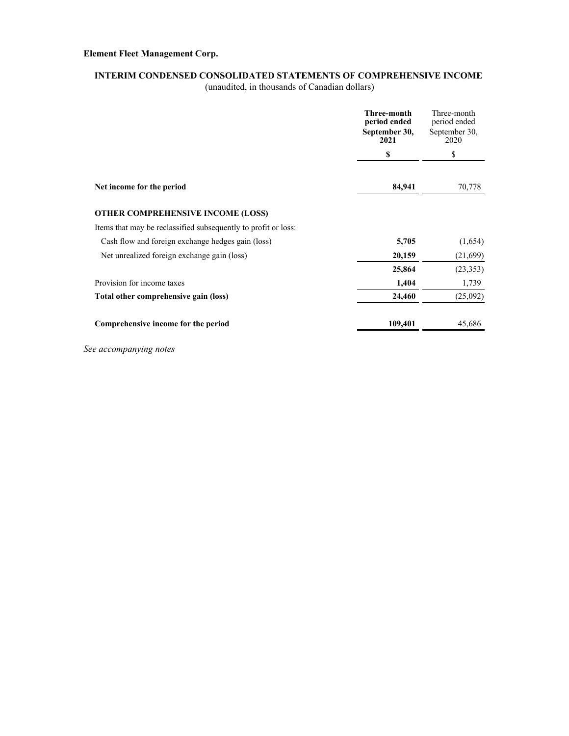**Element Fleet Management Corp.**

## INTERIM CONDENSED CONSOLIDATED STATEMENTS OF COMPREHENSIVE INCOME

(unaudited, in thousands of Canadian dollars)

| | **Three-month period ended September 30, 2021** | Three-month period ended September 30, 2020 |
|---|---|---|
| | **$** | $ |
| **Net income for the period** | **84,941** | 70,778 |
| **OTHER COMPREHENSIVE INCOME (LOSS)** | | |
| Items that may be reclassified subsequently to profit or loss: | | |
| Cash flow and foreign exchange hedges gain (loss) | **5,705** | (1,654) |
| Net unrealized foreign exchange gain (loss) | **20,159** | (21,699) |
| | **25,864** | (23,353) |
| Provision for income taxes | **1,404** | 1,739 |
| **Total other comprehensive gain (loss)** | **24,460** | (25,092) |
| **Comprehensive income for the period** | **109,401** | 45,686 |

*See accompanying notes*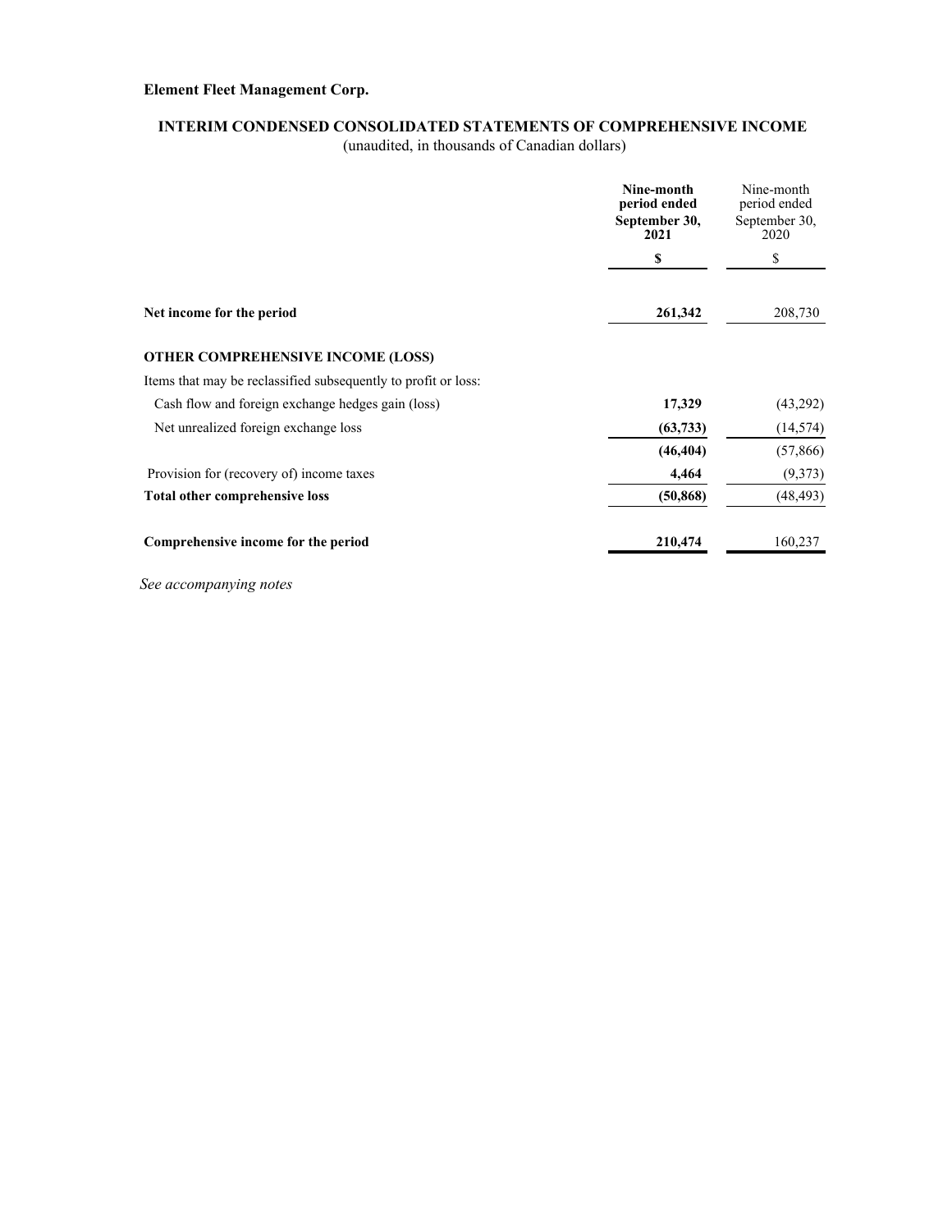**Element Fleet Management Corp.**

**INTERIM CONDENSED CONSOLIDATED STATEMENTS OF COMPREHENSIVE INCOME**
(unaudited, in thousands of Canadian dollars)

| | **Nine-month period ended September 30, 2021** | Nine-month period ended September 30, 2020 |
|---|---|---|
| | **$** | $ |
| **Net income for the period** | **261,342** | 208,730 |
| **OTHER COMPREHENSIVE INCOME (LOSS)** | | |
| Items that may be reclassified subsequently to profit or loss: | | |
| Cash flow and foreign exchange hedges gain (loss) | **17,329** | (43,292) |
| Net unrealized foreign exchange loss | **(63,733)** | (14,574) |
| | **(46,404)** | (57,866) |
| Provision for (recovery of) income taxes | **4,464** | (9,373) |
| **Total other comprehensive loss** | **(50,868)** | (48,493) |
| **Comprehensive income for the period** | **210,474** | 160,237 |

*See accompanying notes*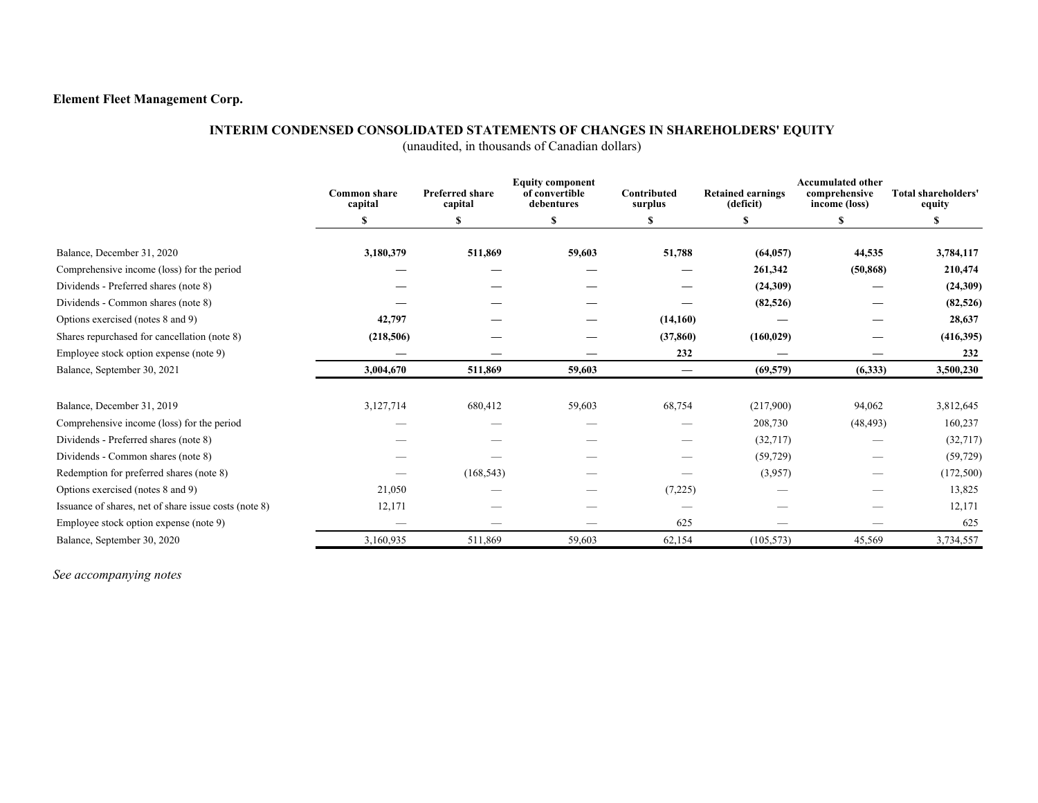**Element Fleet Management Corp.**

## INTERIM CONDENSED CONSOLIDATED STATEMENTS OF CHANGES IN SHAREHOLDERS' EQUITY

(unaudited, in thousands of Canadian dollars)

| | Common share capital | Preferred share capital | Equity component of convertible debentures | Contributed surplus | Retained earnings (deficit) | Accumulated other comprehensive income (loss) | Total shareholders' equity |
|---|---|---|---|---|---|---|---|
| | $ | $ | $ | $ | $ | $ | $ |
| Balance, December 31, 2020 | **3,180,379** | **511,869** | **59,603** | **51,788** | **(64,057)** | **44,535** | **3,784,117** |
| Comprehensive income (loss) for the period | **—** | **—** | **—** | **—** | **261,342** | **(50,868)** | **210,474** |
| Dividends - Preferred shares (note 8) | **—** | **—** | **—** | **—** | **(24,309)** | **—** | **(24,309)** |
| Dividends - Common shares (note 8) | **—** | **—** | **—** | **—** | **(82,526)** | **—** | **(82,526)** |
| Options exercised (notes 8 and 9) | **42,797** | **—** | **—** | **(14,160)** | **—** | **—** | **28,637** |
| Shares repurchased for cancellation (note 8) | **(218,506)** | **—** | **—** | **(37,860)** | **(160,029)** | **—** | **(416,395)** |
| Employee stock option expense (note 9) | **—** | **—** | **—** | **232** | **—** | **—** | **232** |
| Balance, September 30, 2021 | **3,004,670** | **511,869** | **59,603** | **—** | **(69,579)** | **(6,333)** | **3,500,230** |
| | | | | | | | |
| Balance, December 31, 2019 | 3,127,714 | 680,412 | 59,603 | 68,754 | (217,900) | 94,062 | 3,812,645 |
| Comprehensive income (loss) for the period | — | — | — | — | 208,730 | (48,493) | 160,237 |
| Dividends - Preferred shares (note 8) | — | — | — | — | (32,717) | — | (32,717) |
| Dividends - Common shares (note 8) | — | — | — | — | (59,729) | — | (59,729) |
| Redemption for preferred shares (note 8) | — | (168,543) | — | — | (3,957) | — | (172,500) |
| Options exercised (notes 8 and 9) | 21,050 | — | — | (7,225) | — | — | 13,825 |
| Issuance of shares, net of share issue costs (note 8) | 12,171 | — | — | — | — | — | 12,171 |
| Employee stock option expense (note 9) | — | — | — | 625 | — | — | 625 |
| Balance, September 30, 2020 | 3,160,935 | 511,869 | 59,603 | 62,154 | (105,573) | 45,569 | 3,734,557 |

*See accompanying notes*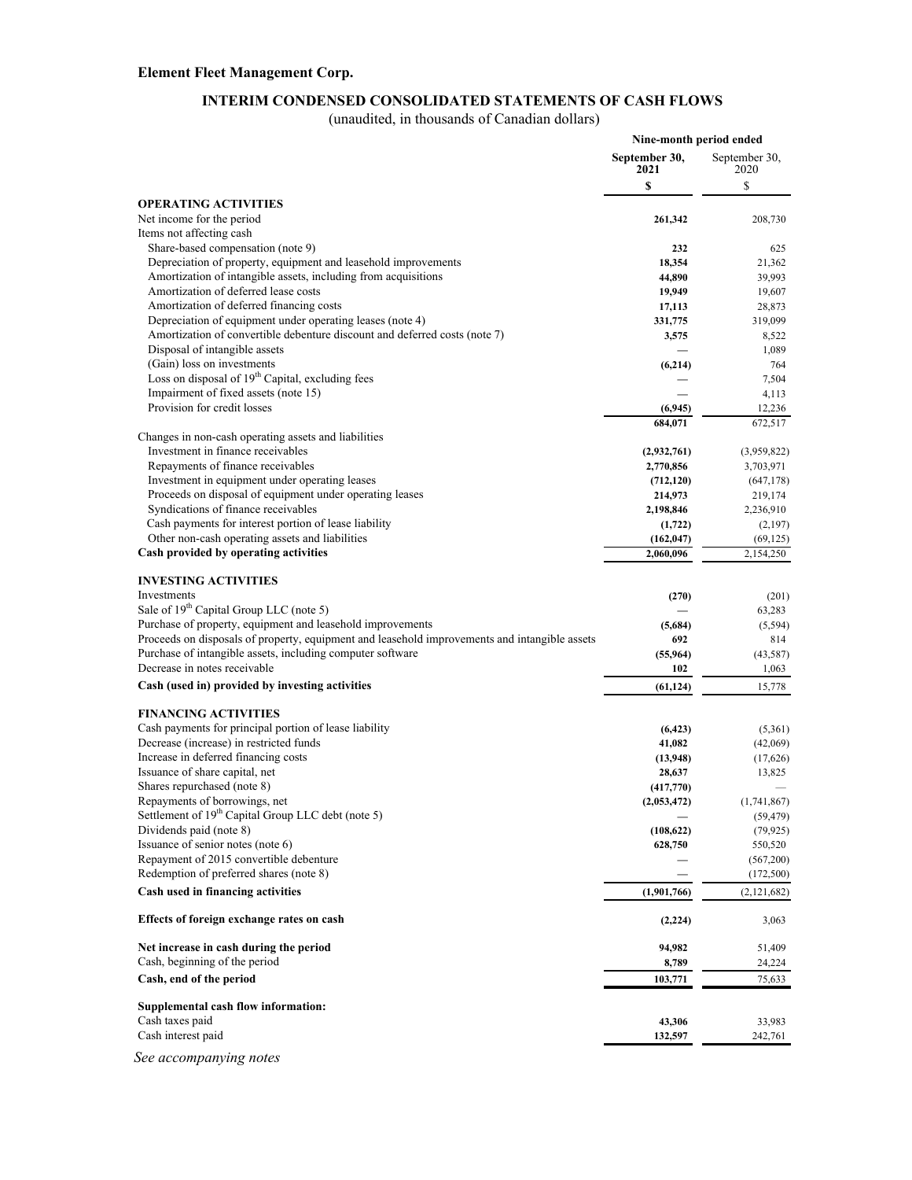**Element Fleet Management Corp.**

## INTERIM CONDENSED CONSOLIDATED STATEMENTS OF CASH FLOWS

(unaudited, in thousands of Canadian dollars)

| | Nine-month period ended | |
|---|---|---|
| | **September 30, 2021** | September 30, 2020 |
| | **$** | $ |
| **OPERATING ACTIVITIES** | | |
| Net income for the period | **261,342** | 208,730 |
| Items not affecting cash | | |
| Share-based compensation (note 9) | **232** | 625 |
| Depreciation of property, equipment and leasehold improvements | **18,354** | 21,362 |
| Amortization of intangible assets, including from acquisitions | **44,890** | 39,993 |
| Amortization of deferred lease costs | **19,949** | 19,607 |
| Amortization of deferred financing costs | **17,113** | 28,873 |
| Depreciation of equipment under operating leases (note 4) | **331,775** | 319,099 |
| Amortization of convertible debenture discount and deferred costs (note 7) | **3,575** | 8,522 |
| Disposal of intangible assets | **—** | 1,089 |
| (Gain) loss on investments | **(6,214)** | 764 |
| Loss on disposal of 19th Capital, excluding fees | **—** | 7,504 |
| Impairment of fixed assets (note 15) | **—** | 4,113 |
| Provision for credit losses | **(6,945)** | 12,236 |
| | **684,071** | 672,517 |
| Changes in non-cash operating assets and liabilities | | |
| Investment in finance receivables | **(2,932,761)** | (3,959,822) |
| Repayments of finance receivables | **2,770,856** | 3,703,971 |
| Investment in equipment under operating leases | **(712,120)** | (647,178) |
| Proceeds on disposal of equipment under operating leases | **214,973** | 219,174 |
| Syndications of finance receivables | **2,198,846** | 2,236,910 |
| Cash payments for interest portion of lease liability | **(1,722)** | (2,197) |
| Other non-cash operating assets and liabilities | **(162,047)** | (69,125) |
| **Cash provided by operating activities** | **2,060,096** | 2,154,250 |
| **INVESTING ACTIVITIES** | | |
| Investments | **(270)** | (201) |
| Sale of 19th Capital Group LLC (note 5) | **—** | 63,283 |
| Purchase of property, equipment and leasehold improvements | **(5,684)** | (5,594) |
| Proceeds on disposals of property, equipment and leasehold improvements and intangible assets | **692** | 814 |
| Purchase of intangible assets, including computer software | **(55,964)** | (43,587) |
| Decrease in notes receivable | **102** | 1,063 |
| **Cash (used in) provided by investing activities** | **(61,124)** | 15,778 |
| **FINANCING ACTIVITIES** | | |
| Cash payments for principal portion of lease liability | **(6,423)** | (5,361) |
| Decrease (increase) in restricted funds | **41,082** | (42,069) |
| Increase in deferred financing costs | **(13,948)** | (17,626) |
| Issuance of share capital, net | **28,637** | 13,825 |
| Shares repurchased (note 8) | **(417,770)** | — |
| Repayments of borrowings, net | **(2,053,472)** | (1,741,867) |
| Settlement of 19th Capital Group LLC debt (note 5) | **—** | (59,479) |
| Dividends paid (note 8) | **(108,622)** | (79,925) |
| Issuance of senior notes (note 6) | **628,750** | 550,520 |
| Repayment of 2015 convertible debenture | **—** | (567,200) |
| Redemption of preferred shares (note 8) | **—** | (172,500) |
| **Cash used in financing activities** | **(1,901,766)** | (2,121,682) |
| **Effects of foreign exchange rates on cash** | **(2,224)** | 3,063 |
| **Net increase in cash during the period** | **94,982** | 51,409 |
| Cash, beginning of the period | **8,789** | 24,224 |
| **Cash, end of the period** | **103,771** | 75,633 |
| **Supplemental cash flow information:** | | |
| Cash taxes paid | **43,306** | 33,983 |
| Cash interest paid | **132,597** | 242,761 |

*See accompanying notes*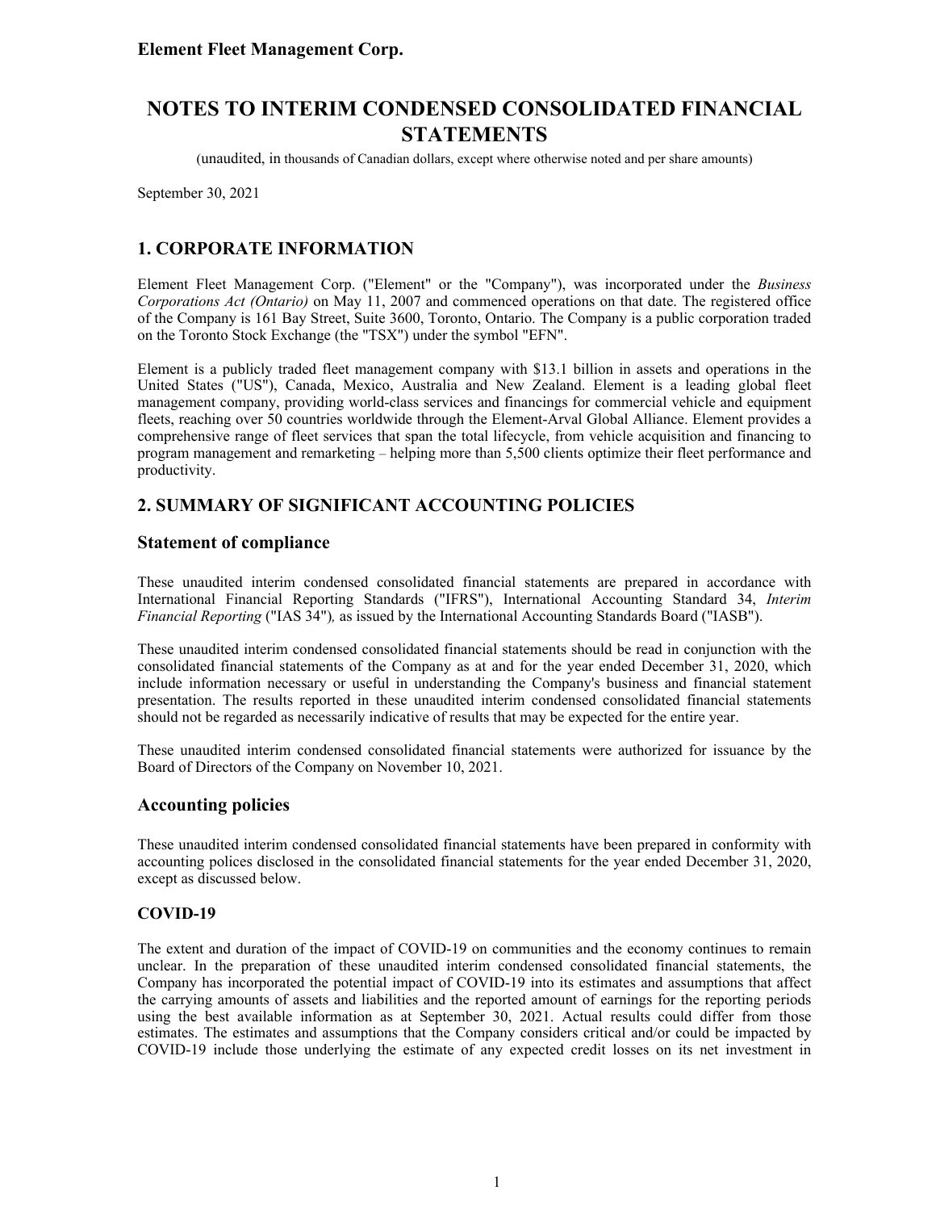# NOTES TO INTERIM CONDENSED CONSOLIDATED FINANCIAL STATEMENTS

(unaudited, in thousands of Canadian dollars, except where otherwise noted and per share amounts)

September 30, 2021

## 1. CORPORATE INFORMATION

Element Fleet Management Corp. ("Element" or the "Company"), was incorporated under the *Business Corporations Act (Ontario)* on May 11, 2007 and commenced operations on that date. The registered office of the Company is 161 Bay Street, Suite 3600, Toronto, Ontario. The Company is a public corporation traded on the Toronto Stock Exchange (the "TSX") under the symbol "EFN".

Element is a publicly traded fleet management company with $13.1 billion in assets and operations in the United States ("US"), Canada, Mexico, Australia and New Zealand. Element is a leading global fleet management company, providing world-class services and financings for commercial vehicle and equipment fleets, reaching over 50 countries worldwide through the Element-Arval Global Alliance. Element provides a comprehensive range of fleet services that span the total lifecycle, from vehicle acquisition and financing to program management and remarketing – helping more than 5,500 clients optimize their fleet performance and productivity.

## 2. SUMMARY OF SIGNIFICANT ACCOUNTING POLICIES

### Statement of compliance

These unaudited interim condensed consolidated financial statements are prepared in accordance with International Financial Reporting Standards ("IFRS"), International Accounting Standard 34, *Interim Financial Reporting* ("IAS 34")*,* as issued by the International Accounting Standards Board ("IASB").

These unaudited interim condensed consolidated financial statements should be read in conjunction with the consolidated financial statements of the Company as at and for the year ended December 31, 2020, which include information necessary or useful in understanding the Company's business and financial statement presentation. The results reported in these unaudited interim condensed consolidated financial statements should not be regarded as necessarily indicative of results that may be expected for the entire year.

These unaudited interim condensed consolidated financial statements were authorized for issuance by the Board of Directors of the Company on November 10, 2021.

### Accounting policies

These unaudited interim condensed consolidated financial statements have been prepared in conformity with accounting polices disclosed in the consolidated financial statements for the year ended December 31, 2020, except as discussed below.

#### COVID-19

The extent and duration of the impact of COVID-19 on communities and the economy continues to remain unclear. In the preparation of these unaudited interim condensed consolidated financial statements, the Company has incorporated the potential impact of COVID-19 into its estimates and assumptions that affect the carrying amounts of assets and liabilities and the reported amount of earnings for the reporting periods using the best available information as at September 30, 2021. Actual results could differ from those estimates. The estimates and assumptions that the Company considers critical and/or could be impacted by COVID-19 include those underlying the estimate of any expected credit losses on its net investment in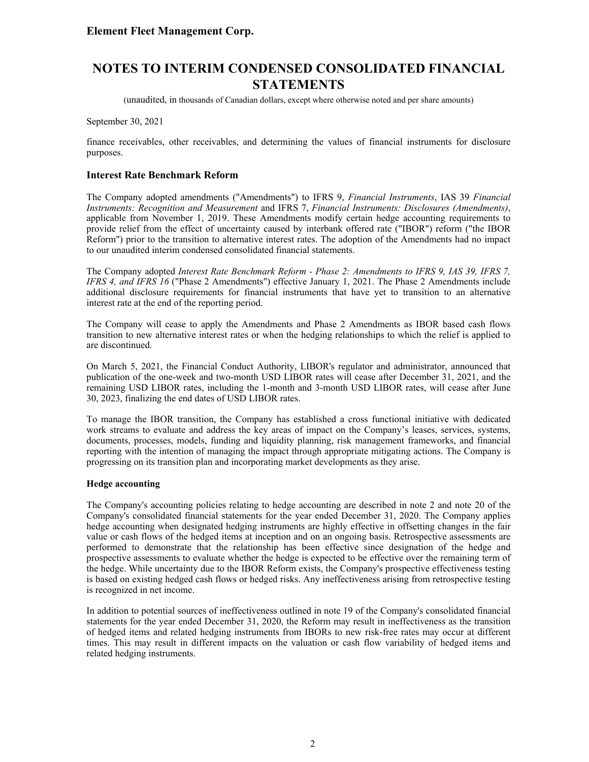finance receivables, other receivables, and determining the values of financial instruments for disclosure purposes.

## Interest Rate Benchmark Reform

The Company adopted amendments ("Amendments") to IFRS 9, *Financial Instruments*, IAS 39 *Financial Instruments: Recognition and Measurement* and IFRS 7, *Financial Instruments: Disclosures (Amendments)*, applicable from November 1, 2019. These Amendments modify certain hedge accounting requirements to provide relief from the effect of uncertainty caused by interbank offered rate ("IBOR") reform ("the IBOR Reform") prior to the transition to alternative interest rates. The adoption of the Amendments had no impact to our unaudited interim condensed consolidated financial statements.

The Company adopted *Interest Rate Benchmark Reform - Phase 2: Amendments to IFRS 9, IAS 39, IFRS 7, IFRS 4, and IFRS 16* ("Phase 2 Amendments") effective January 1, 2021. The Phase 2 Amendments include additional disclosure requirements for financial instruments that have yet to transition to an alternative interest rate at the end of the reporting period.

The Company will cease to apply the Amendments and Phase 2 Amendments as IBOR based cash flows transition to new alternative interest rates or when the hedging relationships to which the relief is applied to are discontinued.

On March 5, 2021, the Financial Conduct Authority, LIBOR's regulator and administrator, announced that publication of the one-week and two-month USD LIBOR rates will cease after December 31, 2021, and the remaining USD LIBOR rates, including the 1-month and 3-month USD LIBOR rates, will cease after June 30, 2023, finalizing the end dates of USD LIBOR rates.

To manage the IBOR transition, the Company has established a cross functional initiative with dedicated work streams to evaluate and address the key areas of impact on the Company's leases, services, systems, documents, processes, models, funding and liquidity planning, risk management frameworks, and financial reporting with the intention of managing the impact through appropriate mitigating actions. The Company is progressing on its transition plan and incorporating market developments as they arise.

### Hedge accounting

The Company's accounting policies relating to hedge accounting are described in note 2 and note 20 of the Company's consolidated financial statements for the year ended December 31, 2020. The Company applies hedge accounting when designated hedging instruments are highly effective in offsetting changes in the fair value or cash flows of the hedged items at inception and on an ongoing basis. Retrospective assessments are performed to demonstrate that the relationship has been effective since designation of the hedge and prospective assessments to evaluate whether the hedge is expected to be effective over the remaining term of the hedge. While uncertainty due to the IBOR Reform exists, the Company's prospective effectiveness testing is based on existing hedged cash flows or hedged risks. Any ineffectiveness arising from retrospective testing is recognized in net income.

In addition to potential sources of ineffectiveness outlined in note 19 of the Company's consolidated financial statements for the year ended December 31, 2020, the Reform may result in ineffectiveness as the transition of hedged items and related hedging instruments from IBORs to new risk-free rates may occur at different times. This may result in different impacts on the valuation or cash flow variability of hedged items and related hedging instruments.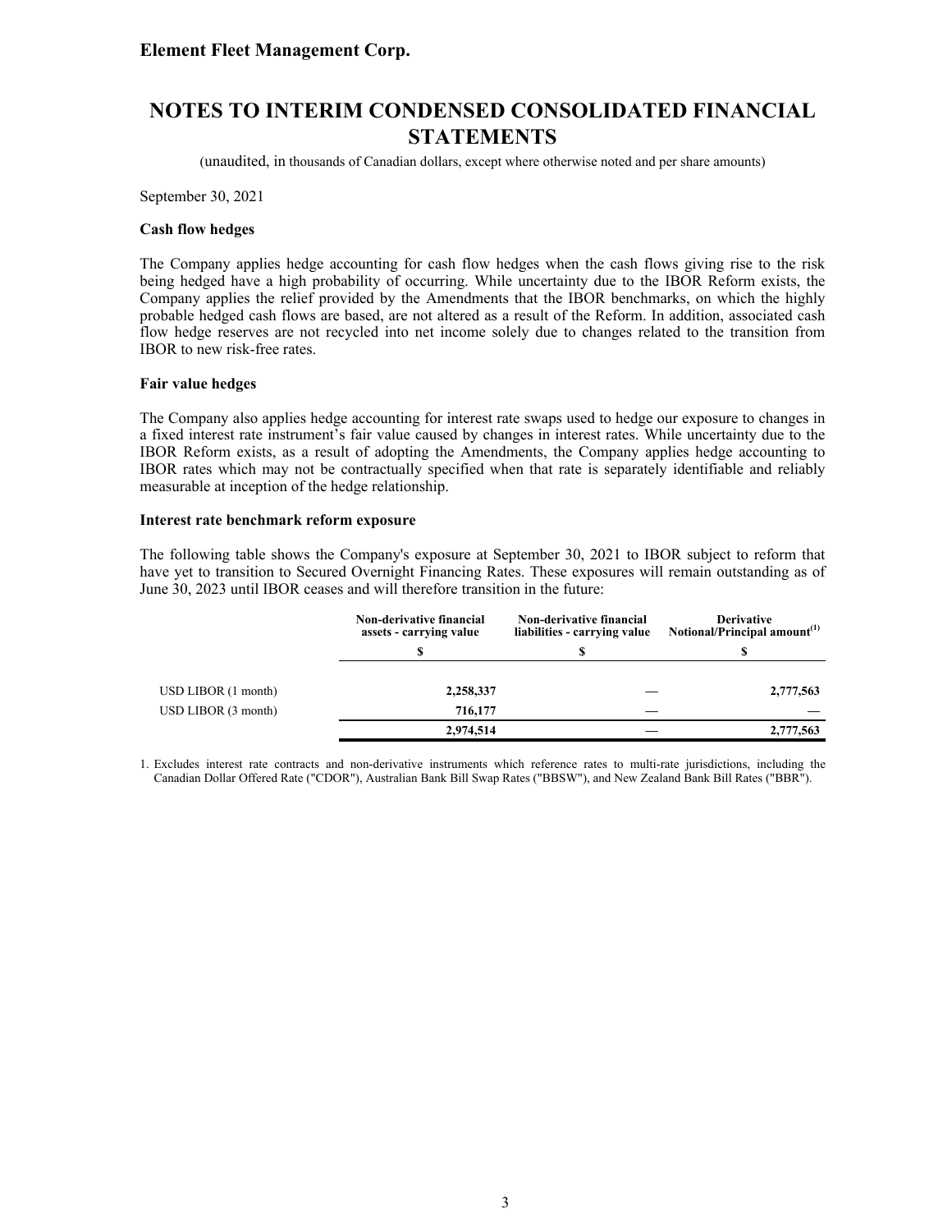# NOTES TO INTERIM CONDENSED CONSOLIDATED FINANCIAL STATEMENTS

(unaudited, in thousands of Canadian dollars, except where otherwise noted and per share amounts)

September 30, 2021

**Cash flow hedges**

The Company applies hedge accounting for cash flow hedges when the cash flows giving rise to the risk being hedged have a high probability of occurring. While uncertainty due to the IBOR Reform exists, the Company applies the relief provided by the Amendments that the IBOR benchmarks, on which the highly probable hedged cash flows are based, are not altered as a result of the Reform. In addition, associated cash flow hedge reserves are not recycled into net income solely due to changes related to the transition from IBOR to new risk-free rates.

**Fair value hedges**

The Company also applies hedge accounting for interest rate swaps used to hedge our exposure to changes in a fixed interest rate instrument's fair value caused by changes in interest rates. While uncertainty due to the IBOR Reform exists, as a result of adopting the Amendments, the Company applies hedge accounting to IBOR rates which may not be contractually specified when that rate is separately identifiable and reliably measurable at inception of the hedge relationship.

**Interest rate benchmark reform exposure**

The following table shows the Company's exposure at September 30, 2021 to IBOR subject to reform that have yet to transition to Secured Overnight Financing Rates. These exposures will remain outstanding as of June 30, 2023 until IBOR ceases and will therefore transition in the future:

| | Non-derivative financial assets - carrying value | Non-derivative financial liabilities - carrying value | Derivative Notional/Principal amount[1] |
|---|---|---|---|
| | $ | $ | $ |
| USD LIBOR (1 month) | 2,258,337 | — | 2,777,563 |
| USD LIBOR (3 month) | 716,177 | — | — |
| | 2,974,514 | — | 2,777,563 |

1. Excludes interest rate contracts and non-derivative instruments which reference rates to multi-rate jurisdictions, including the Canadian Dollar Offered Rate ("CDOR"), Australian Bank Bill Swap Rates ("BBSW"), and New Zealand Bank Bill Rates ("BBR").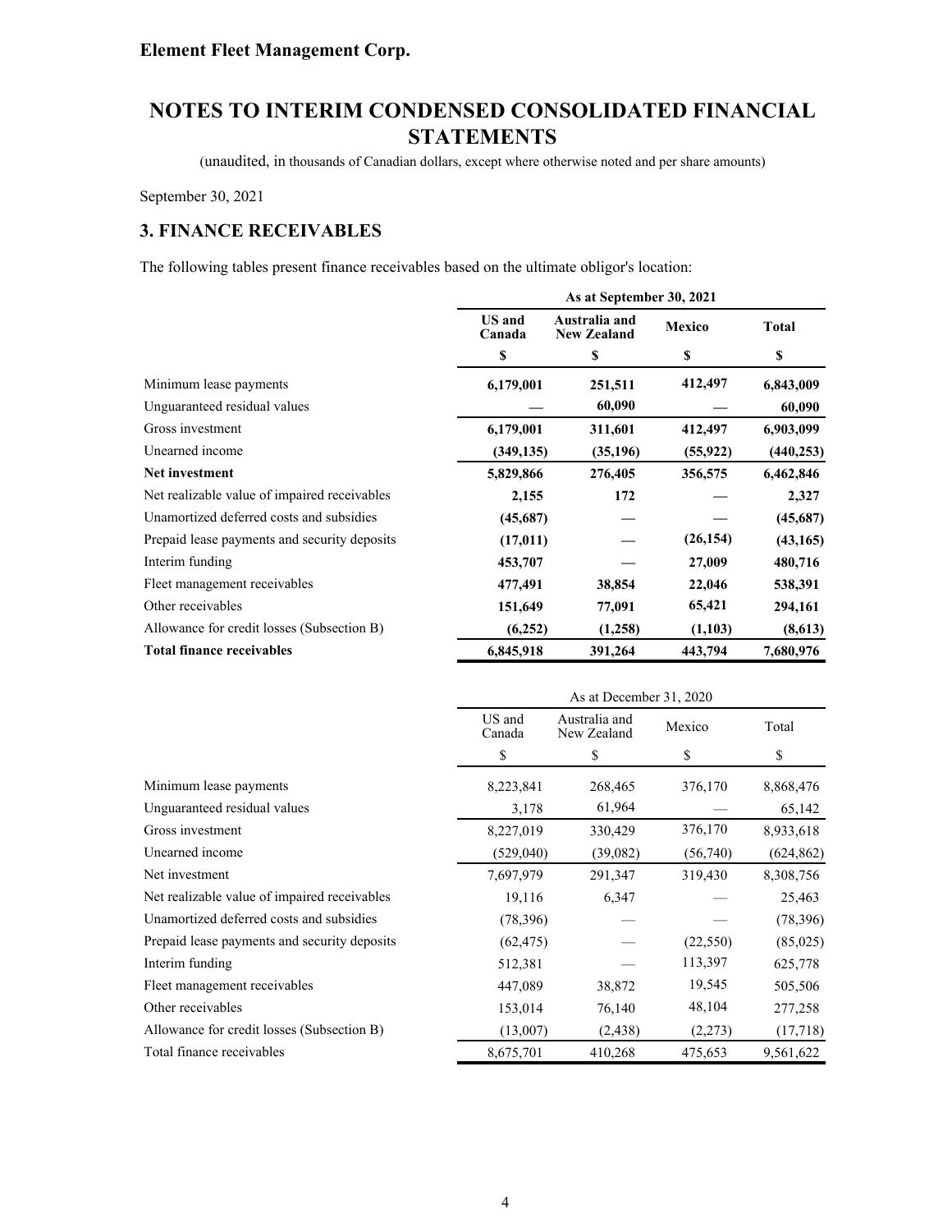# Element Fleet Management Corp.

# NOTES TO INTERIM CONDENSED CONSOLIDATED FINANCIAL STATEMENTS

(unaudited, in thousands of Canadian dollars, except where otherwise noted and per share amounts)

September 30, 2021

## 3. FINANCE RECEIVABLES

The following tables present finance receivables based on the ultimate obligor's location:

| | As at September 30, 2021 | | | |
|---|---|---|---|---|
| | **US and Canada** | **Australia and New Zealand** | **Mexico** | **Total** |
| | **$** | **$** | **$** | **$** |
| Minimum lease payments | **6,179,001** | **251,511** | **412,497** | **6,843,009** |
| Unguaranteed residual values | **—** | **60,090** | **—** | **60,090** |
| Gross investment | **6,179,001** | **311,601** | **412,497** | **6,903,099** |
| Unearned income | **(349,135)** | **(35,196)** | **(55,922)** | **(440,253)** |
| **Net investment** | **5,829,866** | **276,405** | **356,575** | **6,462,846** |
| Net realizable value of impaired receivables | **2,155** | **172** | **—** | **2,327** |
| Unamortized deferred costs and subsidies | **(45,687)** | **—** | **—** | **(45,687)** |
| Prepaid lease payments and security deposits | **(17,011)** | **—** | **(26,154)** | **(43,165)** |
| Interim funding | **453,707** | **—** | **27,009** | **480,716** |
| Fleet management receivables | **477,491** | **38,854** | **22,046** | **538,391** |
| Other receivables | **151,649** | **77,091** | **65,421** | **294,161** |
| Allowance for credit losses (Subsection B) | **(6,252)** | **(1,258)** | **(1,103)** | **(8,613)** |
| **Total finance receivables** | **6,845,918** | **391,264** | **443,794** | **7,680,976** |

| | As at December 31, 2020 | | | |
|---|---|---|---|---|
| | US and Canada | Australia and New Zealand | Mexico | Total |
| | $ | $ | $ | $ |
| Minimum lease payments | 8,223,841 | 268,465 | 376,170 | 8,868,476 |
| Unguaranteed residual values | 3,178 | 61,964 | — | 65,142 |
| Gross investment | 8,227,019 | 330,429 | 376,170 | 8,933,618 |
| Unearned income | (529,040) | (39,082) | (56,740) | (624,862) |
| Net investment | 7,697,979 | 291,347 | 319,430 | 8,308,756 |
| Net realizable value of impaired receivables | 19,116 | 6,347 | — | 25,463 |
| Unamortized deferred costs and subsidies | (78,396) | — | — | (78,396) |
| Prepaid lease payments and security deposits | (62,475) | — | (22,550) | (85,025) |
| Interim funding | 512,381 | — | 113,397 | 625,778 |
| Fleet management receivables | 447,089 | 38,872 | 19,545 | 505,506 |
| Other receivables | 153,014 | 76,140 | 48,104 | 277,258 |
| Allowance for credit losses (Subsection B) | (13,007) | (2,438) | (2,273) | (17,718) |
| Total finance receivables | 8,675,701 | 410,268 | 475,653 | 9,561,622 |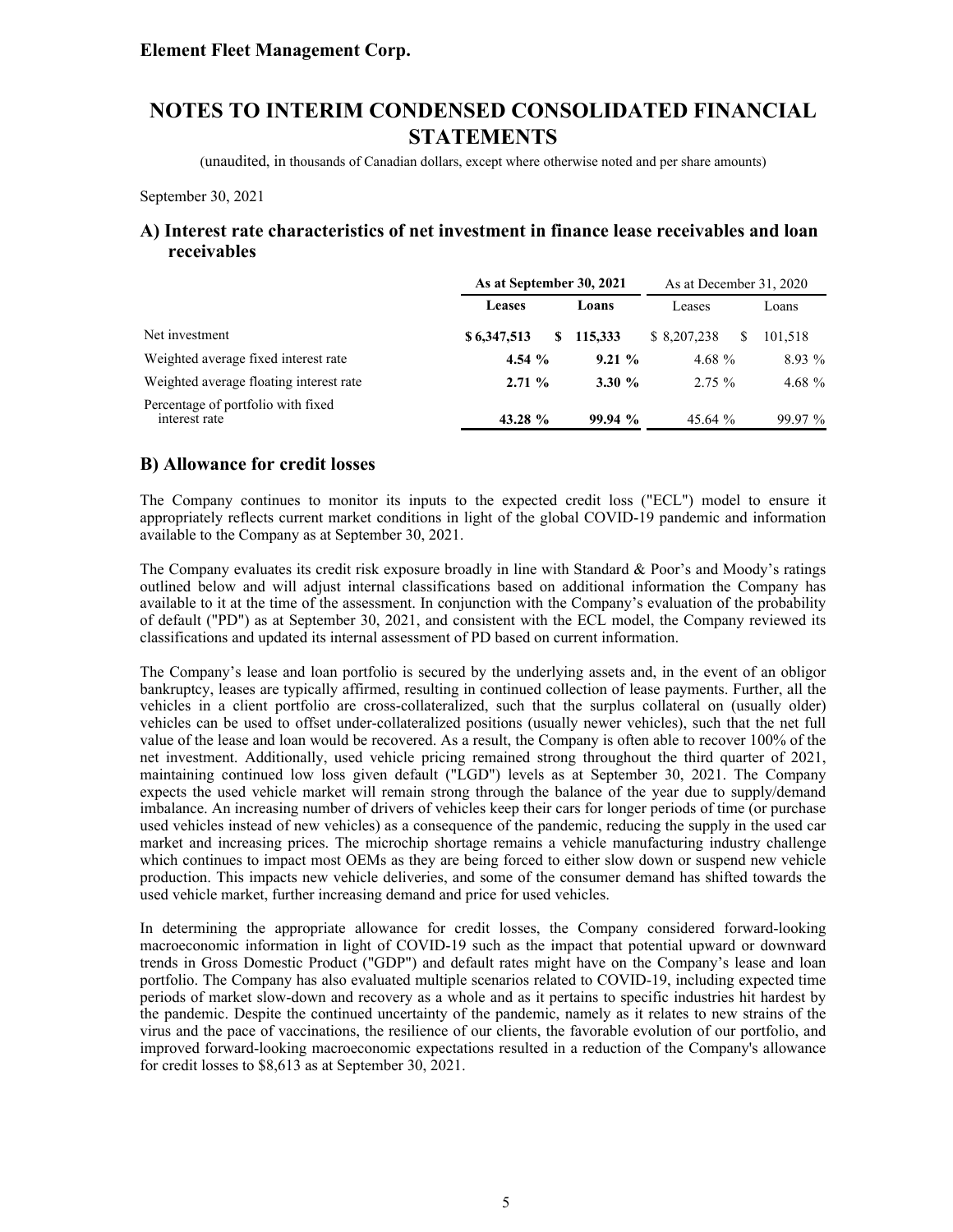# Element Fleet Management Corp.

# NOTES TO INTERIM CONDENSED CONSOLIDATED FINANCIAL STATEMENTS

(unaudited, in thousands of Canadian dollars, except where otherwise noted and per share amounts)

September 30, 2021

## A) Interest rate characteristics of net investment in finance lease receivables and loan receivables

| | **As at September 30, 2021** | | As at December 31, 2020 | |
|---|---|---|---|---|
| | **Leases** | **Loans** | Leases | Loans |
| Net investment | **$ 6,347,513** | **$ 115,333** | $ 8,207,238 | $ 101,518 |
| Weighted average fixed interest rate | **4.54 %** | **9.21 %** | 4.68 % | 8.93 % |
| Weighted average floating interest rate | **2.71 %** | **3.30 %** | 2.75 % | 4.68 % |
| Percentage of portfolio with fixed interest rate | **43.28 %** | **99.94 %** | 45.64 % | 99.97 % |

## B) Allowance for credit losses

The Company continues to monitor its inputs to the expected credit loss ("ECL") model to ensure it appropriately reflects current market conditions in light of the global COVID-19 pandemic and information available to the Company as at September 30, 2021.

The Company evaluates its credit risk exposure broadly in line with Standard & Poor's and Moody's ratings outlined below and will adjust internal classifications based on additional information the Company has available to it at the time of the assessment. In conjunction with the Company's evaluation of the probability of default ("PD") as at September 30, 2021, and consistent with the ECL model, the Company reviewed its classifications and updated its internal assessment of PD based on current information.

The Company's lease and loan portfolio is secured by the underlying assets and, in the event of an obligor bankruptcy, leases are typically affirmed, resulting in continued collection of lease payments. Further, all the vehicles in a client portfolio are cross-collateralized, such that the surplus collateral on (usually older) vehicles can be used to offset under-collateralized positions (usually newer vehicles), such that the net full value of the lease and loan would be recovered. As a result, the Company is often able to recover 100% of the net investment. Additionally, used vehicle pricing remained strong throughout the third quarter of 2021, maintaining continued low loss given default ("LGD") levels as at September 30, 2021. The Company expects the used vehicle market will remain strong through the balance of the year due to supply/demand imbalance. An increasing number of drivers of vehicles keep their cars for longer periods of time (or purchase used vehicles instead of new vehicles) as a consequence of the pandemic, reducing the supply in the used car market and increasing prices. The microchip shortage remains a vehicle manufacturing industry challenge which continues to impact most OEMs as they are being forced to either slow down or suspend new vehicle production. This impacts new vehicle deliveries, and some of the consumer demand has shifted towards the used vehicle market, further increasing demand and price for used vehicles.

In determining the appropriate allowance for credit losses, the Company considered forward-looking macroeconomic information in light of COVID-19 such as the impact that potential upward or downward trends in Gross Domestic Product ("GDP") and default rates might have on the Company's lease and loan portfolio. The Company has also evaluated multiple scenarios related to COVID-19, including expected time periods of market slow-down and recovery as a whole and as it pertains to specific industries hit hardest by the pandemic. Despite the continued uncertainty of the pandemic, namely as it relates to new strains of the virus and the pace of vaccinations, the resilience of our clients, the favorable evolution of our portfolio, and improved forward-looking macroeconomic expectations resulted in a reduction of the Company's allowance for credit losses to $8,613 as at September 30, 2021.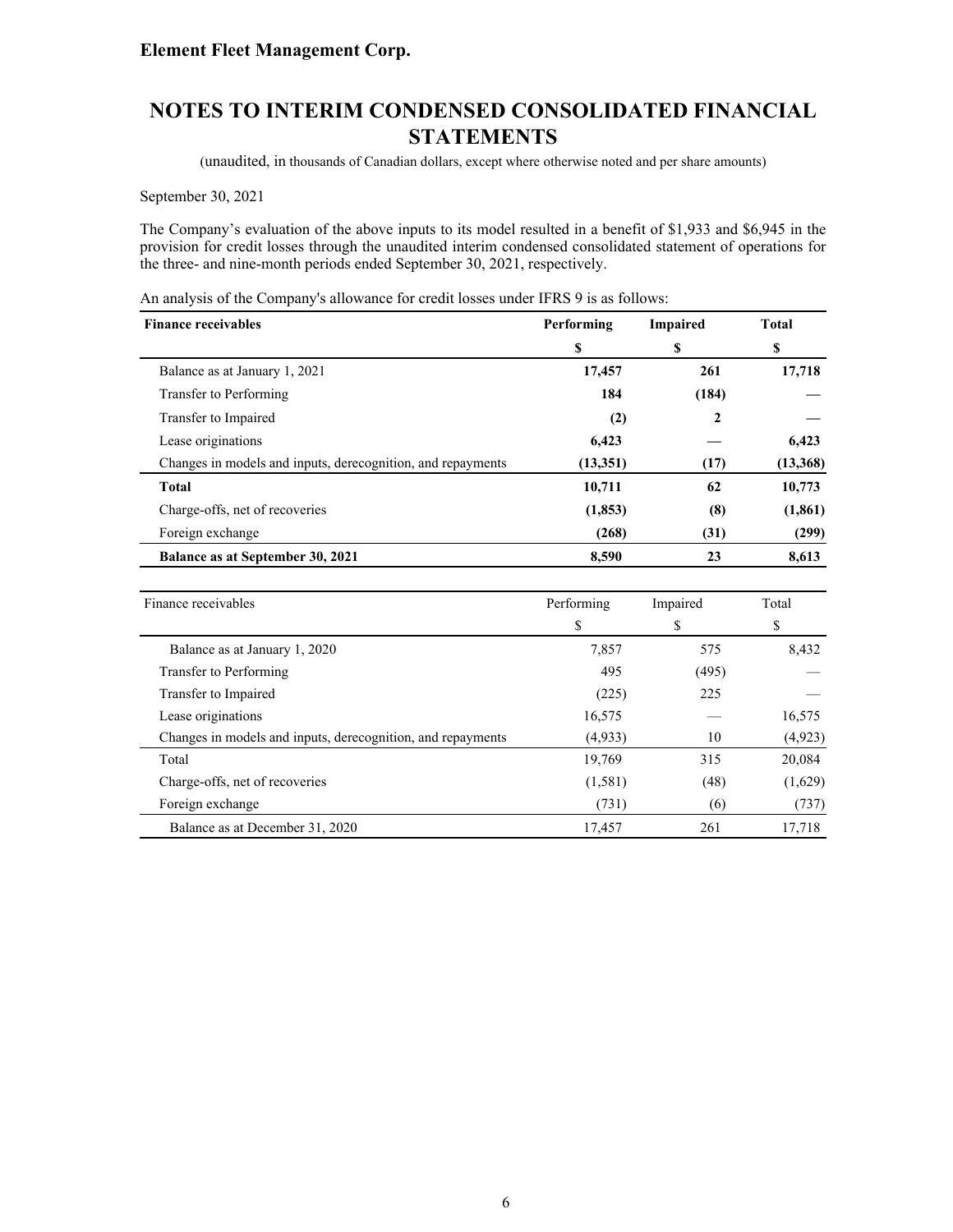September 30, 2021

The Company's evaluation of the above inputs to its model resulted in a benefit of $1,933 and $6,945 in the provision for credit losses through the unaudited interim condensed consolidated statement of operations for the three- and nine-month periods ended September 30, 2021, respectively.

An analysis of the Company's allowance for credit losses under IFRS 9 is as follows:

| **Finance receivables** | **Performing** | **Impaired** | **Total** |
|---|---|---|---|
| | **$** | **$** | **$** |
| Balance as at January 1, 2021 | **17,457** | **261** | **17,718** |
| Transfer to Performing | **184** | **(184)** | **—** |
| Transfer to Impaired | **(2)** | **2** | **—** |
| Lease originations | **6,423** | **—** | **6,423** |
| Changes in models and inputs, derecognition, and repayments | **(13,351)** | **(17)** | **(13,368)** |
| **Total** | **10,711** | **62** | **10,773** |
| Charge-offs, net of recoveries | **(1,853)** | **(8)** | **(1,861)** |
| Foreign exchange | **(268)** | **(31)** | **(299)** |
| **Balance as at September 30, 2021** | **8,590** | **23** | **8,613** |

| Finance receivables | Performing | Impaired | Total |
|---|---|---|---|
| | $ | $ | $ |
| Balance as at January 1, 2020 | 7,857 | 575 | 8,432 |
| Transfer to Performing | 495 | (495) | — |
| Transfer to Impaired | (225) | 225 | — |
| Lease originations | 16,575 | — | 16,575 |
| Changes in models and inputs, derecognition, and repayments | (4,933) | 10 | (4,923) |
| Total | 19,769 | 315 | 20,084 |
| Charge-offs, net of recoveries | (1,581) | (48) | (1,629) |
| Foreign exchange | (731) | (6) | (737) |
| Balance as at December 31, 2020 | 17,457 | 261 | 17,718 |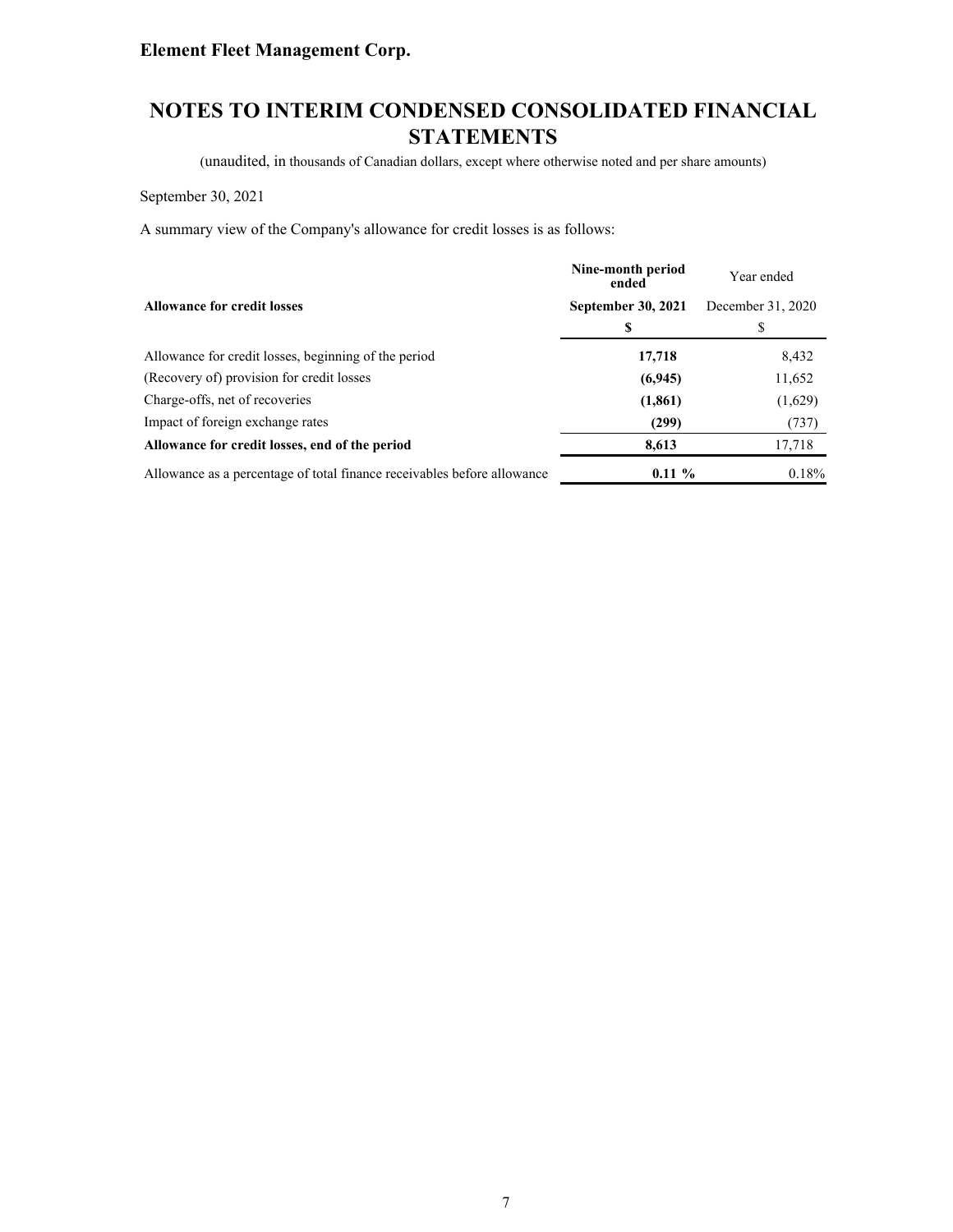A summary view of the Company's allowance for credit losses is as follows:

| **Allowance for credit losses** | **Nine-month period ended September 30, 2021** | Year ended December 31, 2020 |
|---|---|---|
| | **$** | $ |
| Allowance for credit losses, beginning of the period | **17,718** | 8,432 |
| (Recovery of) provision for credit losses | **(6,945)** | 11,652 |
| Charge-offs, net of recoveries | **(1,861)** | (1,629) |
| Impact of foreign exchange rates | **(299)** | (737) |
| **Allowance for credit losses, end of the period** | **8,613** | 17,718 |
| Allowance as a percentage of total finance receivables before allowance | **0.11 %** | 0.18% |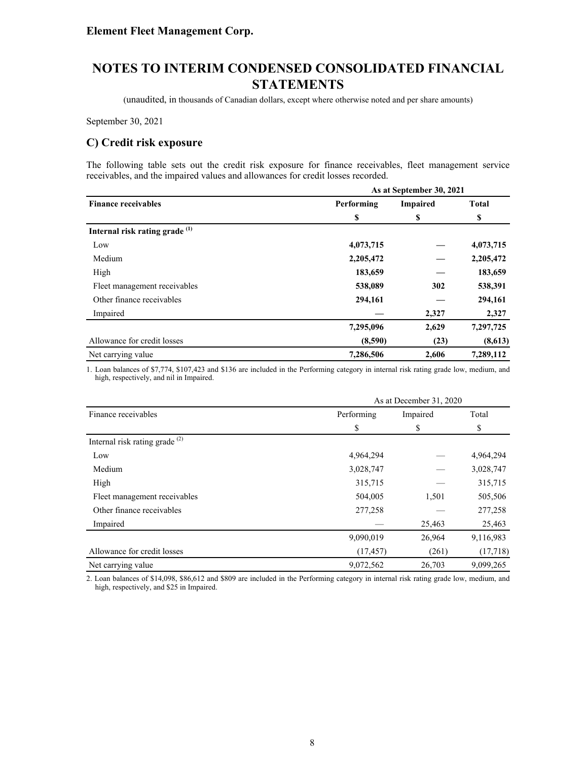**Element Fleet Management Corp.**

# NOTES TO INTERIM CONDENSED CONSOLIDATED FINANCIAL STATEMENTS

(unaudited, in thousands of Canadian dollars, except where otherwise noted and per share amounts)

September 30, 2021

## C) Credit risk exposure

The following table sets out the credit risk exposure for finance receivables, fleet management service receivables, and the impaired values and allowances for credit losses recorded.

| | As at September 30, 2021 | | |
|---|---|---|---|
| **Finance receivables** | **Performing** | **Impaired** | **Total** |
| | **$** | **$** | **$** |
| **Internal risk rating grade [(1)]** | | | |
| Low | **4,073,715** | **—** | **4,073,715** |
| Medium | **2,205,472** | **—** | **2,205,472** |
| High | **183,659** | **—** | **183,659** |
| Fleet management receivables | **538,089** | **302** | **538,391** |
| Other finance receivables | **294,161** | **—** | **294,161** |
| Impaired | **—** | **2,327** | **2,327** |
| | **7,295,096** | **2,629** | **7,297,725** |
| Allowance for credit losses | **(8,590)** | **(23)** | **(8,613)** |
| Net carrying value | **7,286,506** | **2,606** | **7,289,112** |

1. Loan balances of $7,774, $107,423 and $136 are included in the Performing category in internal risk rating grade low, medium, and high, respectively, and nil in Impaired.

| | As at December 31, 2020 | | |
|---|---|---|---|
| Finance receivables | Performing | Impaired | Total |
| | $ | $ | $ |
| Internal risk rating grade [(2)] | | | |
| Low | 4,964,294 | — | 4,964,294 |
| Medium | 3,028,747 | — | 3,028,747 |
| High | 315,715 | — | 315,715 |
| Fleet management receivables | 504,005 | 1,501 | 505,506 |
| Other finance receivables | 277,258 | — | 277,258 |
| Impaired | — | 25,463 | 25,463 |
| | 9,090,019 | 26,964 | 9,116,983 |
| Allowance for credit losses | (17,457) | (261) | (17,718) |
| Net carrying value | 9,072,562 | 26,703 | 9,099,265 |

2. Loan balances of $14,098, $86,612 and $809 are included in the Performing category in internal risk rating grade low, medium, and high, respectively, and $25 in Impaired.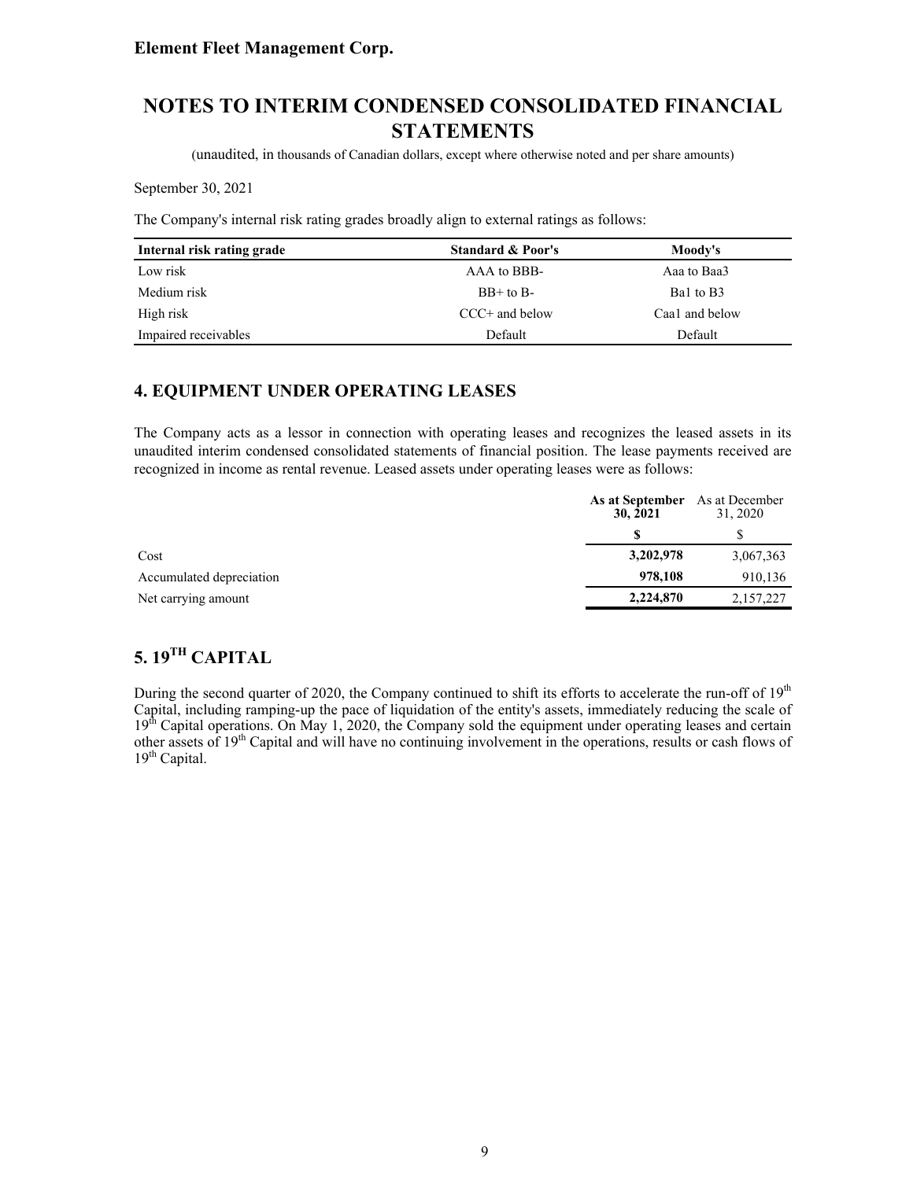The Company's internal risk rating grades broadly align to external ratings as follows:

| Internal risk rating grade | Standard & Poor's | Moody's |
|---|---|---|
| Low risk | AAA to BBB- | Aaa to Baa3 |
| Medium risk | BB+ to B- | Ba1 to B3 |
| High risk | CCC+ and below | Caa1 and below |
| Impaired receivables | Default | Default |

## 4. EQUIPMENT UNDER OPERATING LEASES

The Company acts as a lessor in connection with operating leases and recognizes the leased assets in its unaudited interim condensed consolidated statements of financial position. The lease payments received are recognized in income as rental revenue. Leased assets under operating leases were as follows:

| | **As at September 30, 2021** | As at December 31, 2020 |
|---|---|---|
| | **$** | $ |
| Cost | **3,202,978** | 3,067,363 |
| Accumulated depreciation | **978,108** | 910,136 |
| Net carrying amount | **2,224,870** | 2,157,227 |

## 5. 19TH CAPITAL

During the second quarter of 2020, the Company continued to shift its efforts to accelerate the run-off of 19th Capital, including ramping-up the pace of liquidation of the entity's assets, immediately reducing the scale of 19th Capital operations. On May 1, 2020, the Company sold the equipment under operating leases and certain other assets of 19th Capital and will have no continuing involvement in the operations, results or cash flows of 19th Capital.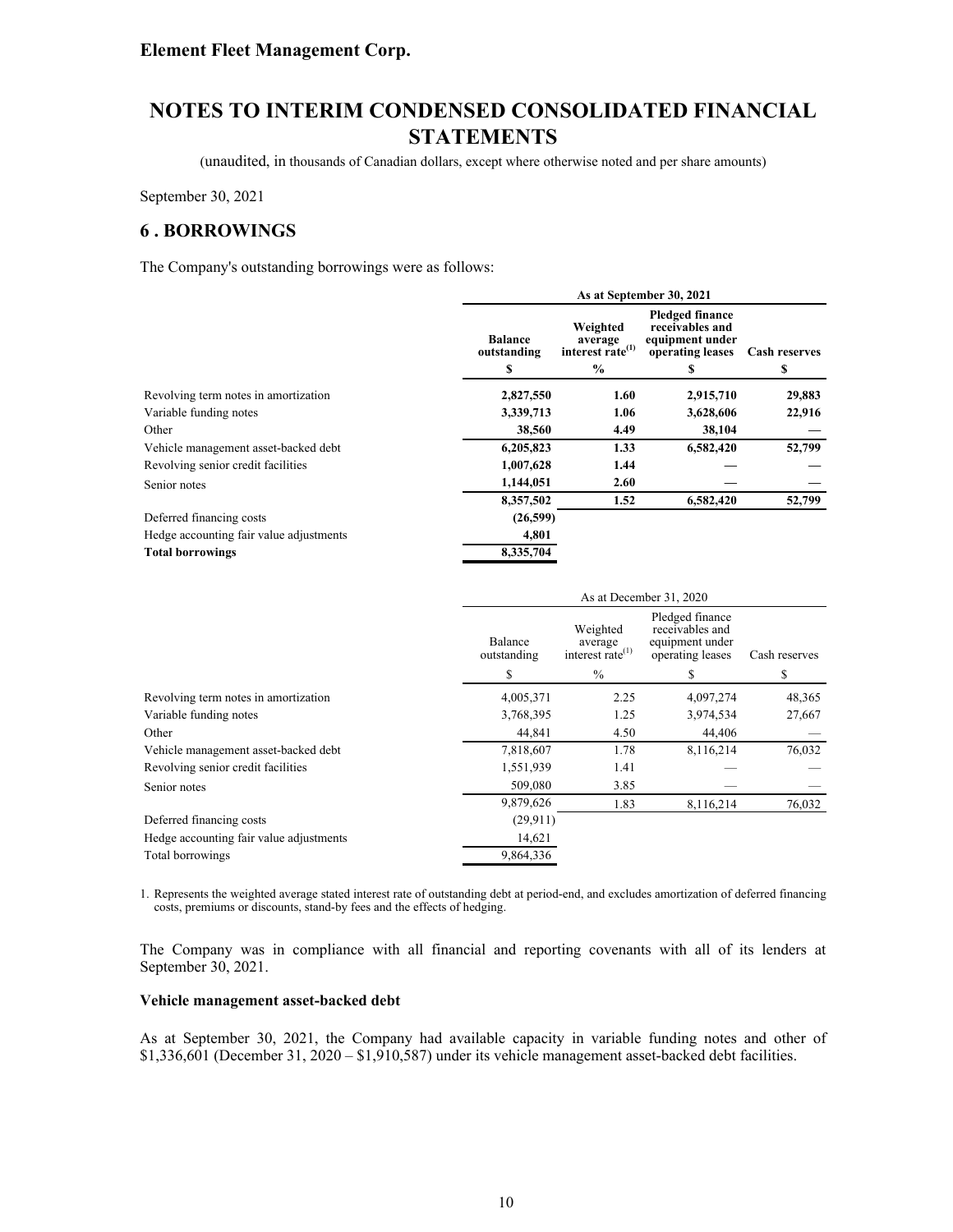**Element Fleet Management Corp.**

# NOTES TO INTERIM CONDENSED CONSOLIDATED FINANCIAL STATEMENTS

(unaudited, in thousands of Canadian dollars, except where otherwise noted and per share amounts)

September 30, 2021

## 6 . BORROWINGS

The Company's outstanding borrowings were as follows:

| | **As at September 30, 2021** | | | |
|---|---|---|---|---|
| | **Balance outstanding** | **Weighted average interest rate**[1] | **Pledged finance receivables and equipment under operating leases** | **Cash reserves** |
| | **$** | **%** | **$** | **$** |
| Revolving term notes in amortization | **2,827,550** | **1.60** | **2,915,710** | **29,883** |
| Variable funding notes | **3,339,713** | **1.06** | **3,628,606** | **22,916** |
| Other | **38,560** | **4.49** | **38,104** | **—** |
| Vehicle management asset-backed debt | **6,205,823** | **1.33** | **6,582,420** | **52,799** |
| Revolving senior credit facilities | **1,007,628** | **1.44** | **—** | **—** |
| Senior notes | **1,144,051** | **2.60** | **—** | **—** |
| | **8,357,502** | **1.52** | **6,582,420** | **52,799** |
| Deferred financing costs | **(26,599)** | | | |
| Hedge accounting fair value adjustments | **4,801** | | | |
| **Total borrowings** | **8,335,704** | | | |

| | As at December 31, 2020 | | | |
|---|---|---|---|---|
| | Balance outstanding | Weighted average interest rate[1] | Pledged finance receivables and equipment under operating leases | Cash reserves |
| | $ | % | $ | $ |
| Revolving term notes in amortization | 4,005,371 | 2.25 | 4,097,274 | 48,365 |
| Variable funding notes | 3,768,395 | 1.25 | 3,974,534 | 27,667 |
| Other | 44,841 | 4.50 | 44,406 | — |
| Vehicle management asset-backed debt | 7,818,607 | 1.78 | 8,116,214 | 76,032 |
| Revolving senior credit facilities | 1,551,939 | 1.41 | — | — |
| Senior notes | 509,080 | 3.85 | — | — |
| | 9,879,626 | 1.83 | 8,116,214 | 76,032 |
| Deferred financing costs | (29,911) | | | |
| Hedge accounting fair value adjustments | 14,621 | | | |
| Total borrowings | 9,864,336 | | | |

1. Represents the weighted average stated interest rate of outstanding debt at period-end, and excludes amortization of deferred financing costs, premiums or discounts, stand-by fees and the effects of hedging.

The Company was in compliance with all financial and reporting covenants with all of its lenders at September 30, 2021.

**Vehicle management asset-backed debt**

As at September 30, 2021, the Company had available capacity in variable funding notes and other of $1,336,601 (December 31, 2020 – $1,910,587) under its vehicle management asset-backed debt facilities.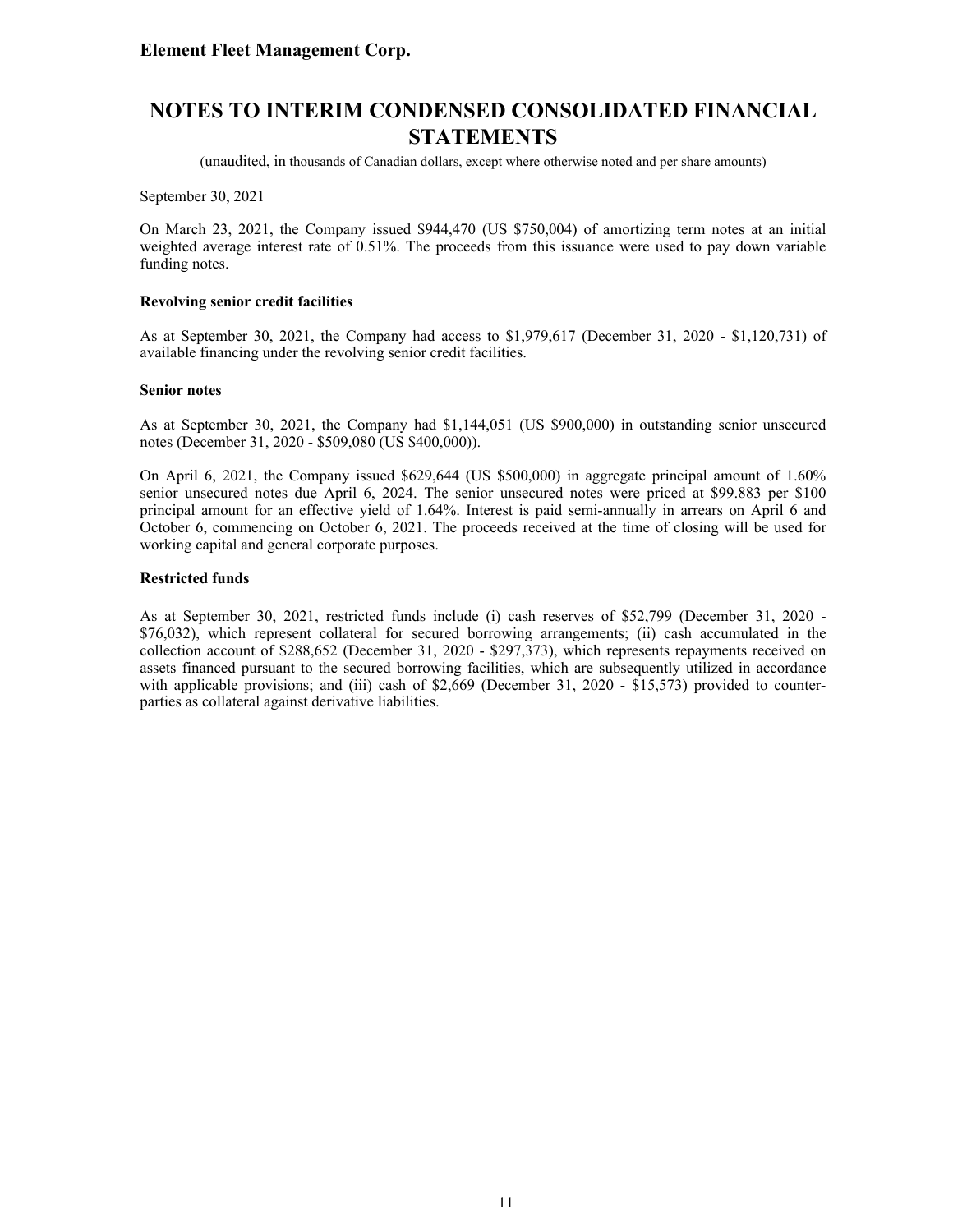September 30, 2021

On March 23, 2021, the Company issued $944,470 (US $750,004) of amortizing term notes at an initial weighted average interest rate of 0.51%. The proceeds from this issuance were used to pay down variable funding notes.

**Revolving senior credit facilities**

As at September 30, 2021, the Company had access to $1,979,617 (December 31, 2020 - $1,120,731) of available financing under the revolving senior credit facilities.

**Senior notes**

As at September 30, 2021, the Company had $1,144,051 (US $900,000) in outstanding senior unsecured notes (December 31, 2020 - $509,080 (US $400,000)).

On April 6, 2021, the Company issued $629,644 (US $500,000) in aggregate principal amount of 1.60% senior unsecured notes due April 6, 2024. The senior unsecured notes were priced at $99.883 per $100 principal amount for an effective yield of 1.64%. Interest is paid semi-annually in arrears on April 6 and October 6, commencing on October 6, 2021. The proceeds received at the time of closing will be used for working capital and general corporate purposes.

**Restricted funds**

As at September 30, 2021, restricted funds include (i) cash reserves of $52,799 (December 31, 2020 - $76,032), which represent collateral for secured borrowing arrangements; (ii) cash accumulated in the collection account of $288,652 (December 31, 2020 - $297,373), which represents repayments received on assets financed pursuant to the secured borrowing facilities, which are subsequently utilized in accordance with applicable provisions; and (iii) cash of $2,669 (December 31, 2020 - $15,573) provided to counter-parties as collateral against derivative liabilities.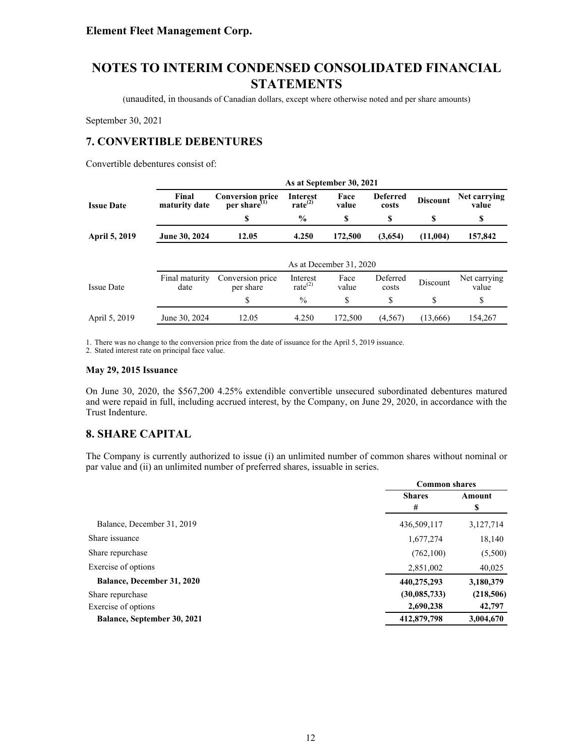**Element Fleet Management Corp.**

# NOTES TO INTERIM CONDENSED CONSOLIDATED FINANCIAL STATEMENTS

(unaudited, in thousands of Canadian dollars, except where otherwise noted and per share amounts)

September 30, 2021

## 7. CONVERTIBLE DEBENTURES

Convertible debentures consist of:

| | **As at September 30, 2021** | | | | | | |
|---|---|---|---|---|---|---|---|
| **Issue Date** | **Final maturity date** | **Conversion price per share[1]** | **Interest rate[2]** | **Face value** | **Deferred costs** | **Discount** | **Net carrying value** |
| | | **$** | **%** | **$** | **$** | **$** | **$** |
| **April 5, 2019** | **June 30, 2024** | **12.05** | **4.250** | **172,500** | **(3,654)** | **(11,004)** | **157,842** |

| | As at December 31, 2020 | | | | | | |
|---|---|---|---|---|---|---|---|
| Issue Date | Final maturity date | Conversion price per share | Interest rate[2] | Face value | Deferred costs | Discount | Net carrying value |
| | | $ | % | $ | $ | $ | $ |
| April 5, 2019 | June 30, 2024 | 12.05 | 4.250 | 172,500 | (4,567) | (13,666) | 154,267 |

1. There was no change to the conversion price from the date of issuance for the April 5, 2019 issuance.
2. Stated interest rate on principal face value.

**May 29, 2015 Issuance**

On June 30, 2020, the $567,200 4.25% extendible convertible unsecured subordinated debentures matured and were repaid in full, including accrued interest, by the Company, on June 29, 2020, in accordance with the Trust Indenture.

## 8. SHARE CAPITAL

The Company is currently authorized to issue (i) an unlimited number of common shares without nominal or par value and (ii) an unlimited number of preferred shares, issuable in series.

| | **Common shares** | |
|---|---|---|
| | **Shares** | **Amount** |
| | **#** | **$** |
| Balance, December 31, 2019 | 436,509,117 | 3,127,714 |
| Share issuance | 1,677,274 | 18,140 |
| Share repurchase | (762,100) | (5,500) |
| Exercise of options | 2,851,002 | 40,025 |
| **Balance, December 31, 2020** | **440,275,293** | **3,180,379** |
| Share repurchase | **(30,085,733)** | **(218,506)** |
| Exercise of options | **2,690,238** | **42,797** |
| **Balance, September 30, 2021** | **412,879,798** | **3,004,670** |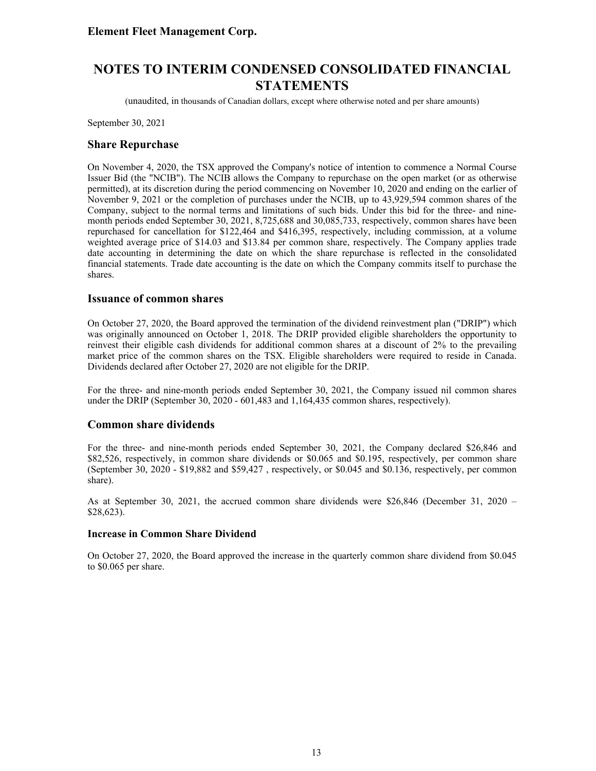Element Fleet Management Corp.

# NOTES TO INTERIM CONDENSED CONSOLIDATED FINANCIAL STATEMENTS

(unaudited, in thousands of Canadian dollars, except where otherwise noted and per share amounts)

September 30, 2021

## Share Repurchase

On November 4, 2020, the TSX approved the Company's notice of intention to commence a Normal Course Issuer Bid (the "NCIB"). The NCIB allows the Company to repurchase on the open market (or as otherwise permitted), at its discretion during the period commencing on November 10, 2020 and ending on the earlier of November 9, 2021 or the completion of purchases under the NCIB, up to 43,929,594 common shares of the Company, subject to the normal terms and limitations of such bids. Under this bid for the three- and nine-month periods ended September 30, 2021, 8,725,688 and 30,085,733, respectively, common shares have been repurchased for cancellation for $122,464 and $416,395, respectively, including commission, at a volume weighted average price of $14.03 and $13.84 per common share, respectively. The Company applies trade date accounting in determining the date on which the share repurchase is reflected in the consolidated financial statements. Trade date accounting is the date on which the Company commits itself to purchase the shares.

## Issuance of common shares

On October 27, 2020, the Board approved the termination of the dividend reinvestment plan ("DRIP") which was originally announced on October 1, 2018. The DRIP provided eligible shareholders the opportunity to reinvest their eligible cash dividends for additional common shares at a discount of 2% to the prevailing market price of the common shares on the TSX. Eligible shareholders were required to reside in Canada. Dividends declared after October 27, 2020 are not eligible for the DRIP.

For the three- and nine-month periods ended September 30, 2021, the Company issued nil common shares under the DRIP (September 30, 2020 - 601,483 and 1,164,435 common shares, respectively).

## Common share dividends

For the three- and nine-month periods ended September 30, 2021, the Company declared $26,846 and $82,526, respectively, in common share dividends or $0.065 and $0.195, respectively, per common share (September 30, 2020 - $19,882 and $59,427 , respectively, or $0.045 and $0.136, respectively, per common share).

As at September 30, 2021, the accrued common share dividends were $26,846 (December 31, 2020 – $28,623).

### Increase in Common Share Dividend

On October 27, 2020, the Board approved the increase in the quarterly common share dividend from $0.045 to $0.065 per share.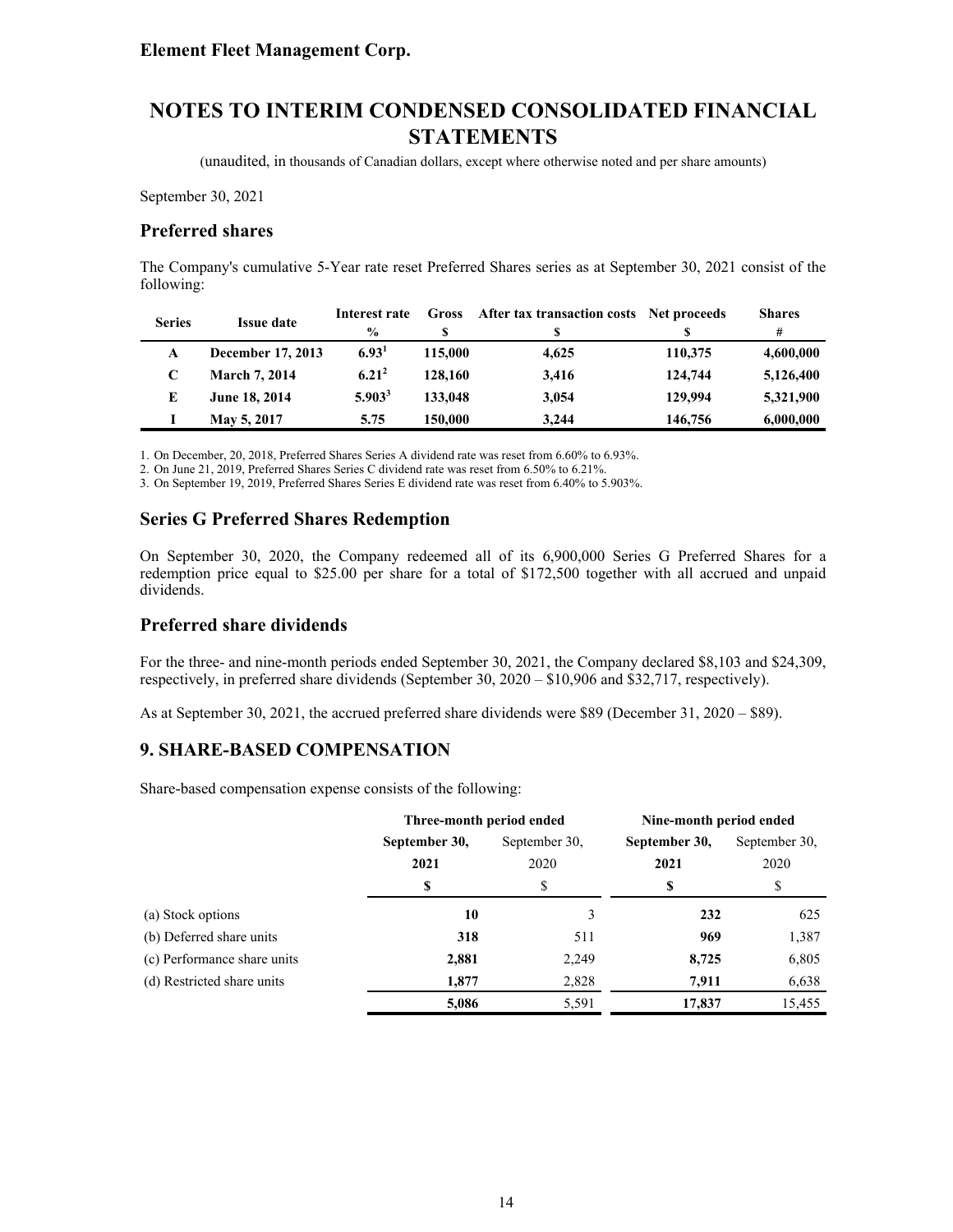**Element Fleet Management Corp.**

# NOTES TO INTERIM CONDENSED CONSOLIDATED FINANCIAL STATEMENTS

(unaudited, in thousands of Canadian dollars, except where otherwise noted and per share amounts)

September 30, 2021

## Preferred shares

The Company's cumulative 5-Year rate reset Preferred Shares series as at September 30, 2021 consist of the following:

| Series | Issue date | Interest rate % | Gross $ | After tax transaction costs $ | Net proceeds $ | Shares # |
|---|---|---|---|---|---|---|
| **A** | **December 17, 2013** | **6.93**[1] | **115,000** | **4,625** | **110,375** | **4,600,000** |
| **C** | **March 7, 2014** | **6.21**[2] | **128,160** | **3,416** | **124,744** | **5,126,400** |
| **E** | **June 18, 2014** | **5.903**[3] | **133,048** | **3,054** | **129,994** | **5,321,900** |
| **I** | **May 5, 2017** | **5.75** | **150,000** | **3,244** | **146,756** | **6,000,000** |

1. On December, 20, 2018, Preferred Shares Series A dividend rate was reset from 6.60% to 6.93%.
2. On June 21, 2019, Preferred Shares Series C dividend rate was reset from 6.50% to 6.21%.
3. On September 19, 2019, Preferred Shares Series E dividend rate was reset from 6.40% to 5.903%.

## Series G Preferred Shares Redemption

On September 30, 2020, the Company redeemed all of its 6,900,000 Series G Preferred Shares for a redemption price equal to $25.00 per share for a total of $172,500 together with all accrued and unpaid dividends.

## Preferred share dividends

For the three- and nine-month periods ended September 30, 2021, the Company declared $8,103 and $24,309, respectively, in preferred share dividends (September 30, 2020 – $10,906 and $32,717, respectively).

As at September 30, 2021, the accrued preferred share dividends were $89 (December 31, 2020 – $89).

## 9. SHARE-BASED COMPENSATION

Share-based compensation expense consists of the following:

| | Three-month period ended | | Nine-month period ended | |
|---|---|---|---|---|
| | **September 30, 2021** | September 30, 2020 | **September 30, 2021** | September 30, 2020 |
| | **$** | $ | **$** | $ |
| (a) Stock options | **10** | 3 | **232** | 625 |
| (b) Deferred share units | **318** | 511 | **969** | 1,387 |
| (c) Performance share units | **2,881** | 2,249 | **8,725** | 6,805 |
| (d) Restricted share units | **1,877** | 2,828 | **7,911** | 6,638 |
| | **5,086** | 5,591 | **17,837** | 15,455 |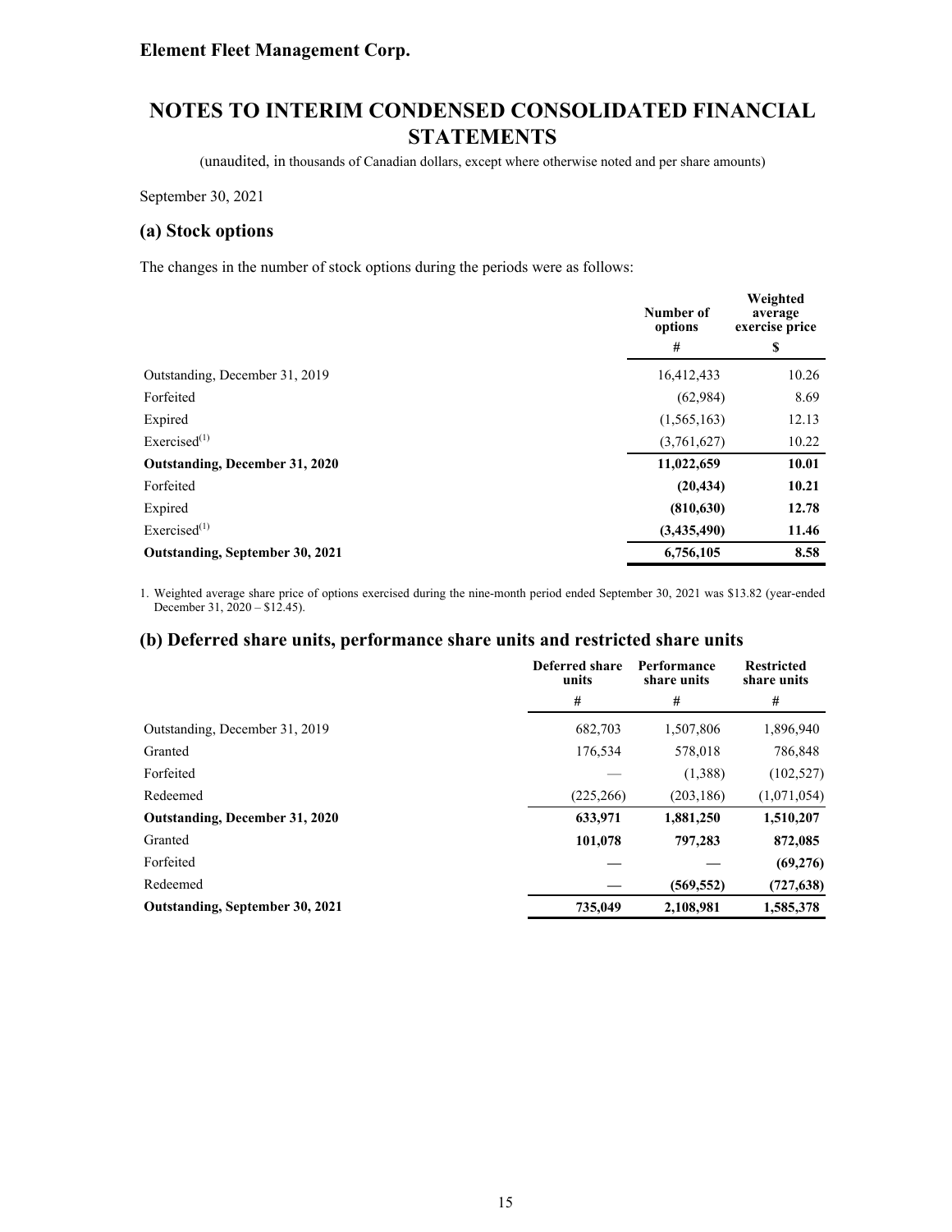Element Fleet Management Corp.

# NOTES TO INTERIM CONDENSED CONSOLIDATED FINANCIAL STATEMENTS

(unaudited, in thousands of Canadian dollars, except where otherwise noted and per share amounts)

September 30, 2021

## (a) Stock options

The changes in the number of stock options during the periods were as follows:

| | Number of options | Weighted average exercise price |
|---|---|---|
| | # | $ |
| Outstanding, December 31, 2019 | 16,412,433 | 10.26 |
| Forfeited | (62,984) | 8.69 |
| Expired | (1,565,163) | 12.13 |
| Exercised[(1)] | (3,761,627) | 10.22 |
| **Outstanding, December 31, 2020** | **11,022,659** | **10.01** |
| Forfeited | **(20,434)** | **10.21** |
| Expired | **(810,630)** | **12.78** |
| Exercised[(1)] | **(3,435,490)** | **11.46** |
| **Outstanding, September 30, 2021** | **6,756,105** | **8.58** |

1. Weighted average share price of options exercised during the nine-month period ended September 30, 2021 was $13.82 (year-ended December 31, 2020 – $12.45).

## (b) Deferred share units, performance share units and restricted share units

| | Deferred share units | Performance share units | Restricted share units |
|---|---|---|---|
| | # | # | # |
| Outstanding, December 31, 2019 | 682,703 | 1,507,806 | 1,896,940 |
| Granted | 176,534 | 578,018 | 786,848 |
| Forfeited | — | (1,388) | (102,527) |
| Redeemed | (225,266) | (203,186) | (1,071,054) |
| **Outstanding, December 31, 2020** | **633,971** | **1,881,250** | **1,510,207** |
| Granted | **101,078** | **797,283** | **872,085** |
| Forfeited | **—** | **—** | **(69,276)** |
| Redeemed | **—** | **(569,552)** | **(727,638)** |
| **Outstanding, September 30, 2021** | **735,049** | **2,108,981** | **1,585,378** |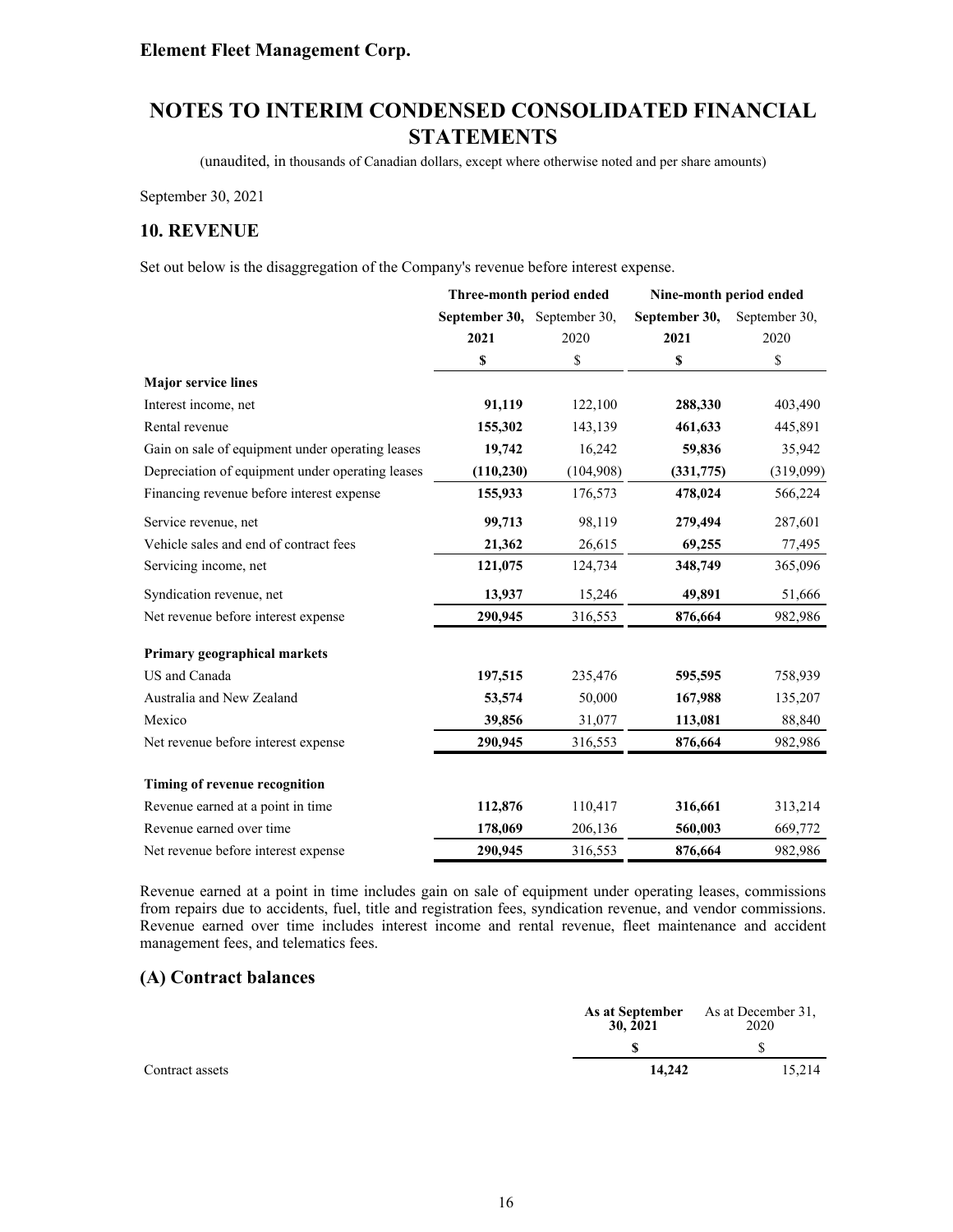# Element Fleet Management Corp.

# NOTES TO INTERIM CONDENSED CONSOLIDATED FINANCIAL STATEMENTS

(unaudited, in thousands of Canadian dollars, except where otherwise noted and per share amounts)

September 30, 2021

## 10. REVENUE

Set out below is the disaggregation of the Company's revenue before interest expense.

| | Three-month period ended | | Nine-month period ended | |
|---|---|---|---|---|
| | **September 30, 2021** | September 30, 2020 | **September 30, 2021** | September 30, 2020 |
| | **$** | $ | **$** | $ |
| **Major service lines** | | | | |
| Interest income, net | **91,119** | 122,100 | **288,330** | 403,490 |
| Rental revenue | **155,302** | 143,139 | **461,633** | 445,891 |
| Gain on sale of equipment under operating leases | **19,742** | 16,242 | **59,836** | 35,942 |
| Depreciation of equipment under operating leases | **(110,230)** | (104,908) | **(331,775)** | (319,099) |
| Financing revenue before interest expense | **155,933** | 176,573 | **478,024** | 566,224 |
| Service revenue, net | **99,713** | 98,119 | **279,494** | 287,601 |
| Vehicle sales and end of contract fees | **21,362** | 26,615 | **69,255** | 77,495 |
| Servicing income, net | **121,075** | 124,734 | **348,749** | 365,096 |
| Syndication revenue, net | **13,937** | 15,246 | **49,891** | 51,666 |
| Net revenue before interest expense | **290,945** | 316,553 | **876,664** | 982,986 |
| **Primary geographical markets** | | | | |
| US and Canada | **197,515** | 235,476 | **595,595** | 758,939 |
| Australia and New Zealand | **53,574** | 50,000 | **167,988** | 135,207 |
| Mexico | **39,856** | 31,077 | **113,081** | 88,840 |
| Net revenue before interest expense | **290,945** | 316,553 | **876,664** | 982,986 |
| **Timing of revenue recognition** | | | | |
| Revenue earned at a point in time | **112,876** | 110,417 | **316,661** | 313,214 |
| Revenue earned over time | **178,069** | 206,136 | **560,003** | 669,772 |
| Net revenue before interest expense | **290,945** | 316,553 | **876,664** | 982,986 |

Revenue earned at a point in time includes gain on sale of equipment under operating leases, commissions from repairs due to accidents, fuel, title and registration fees, syndication revenue, and vendor commissions. Revenue earned over time includes interest income and rental revenue, fleet maintenance and accident management fees, and telematics fees.

## (A) Contract balances

| | As at September 30, 2021 | As at December 31, 2020 |
|---|---|---|
| | **$** | $ |
| Contract assets | **14,242** | 15,214 |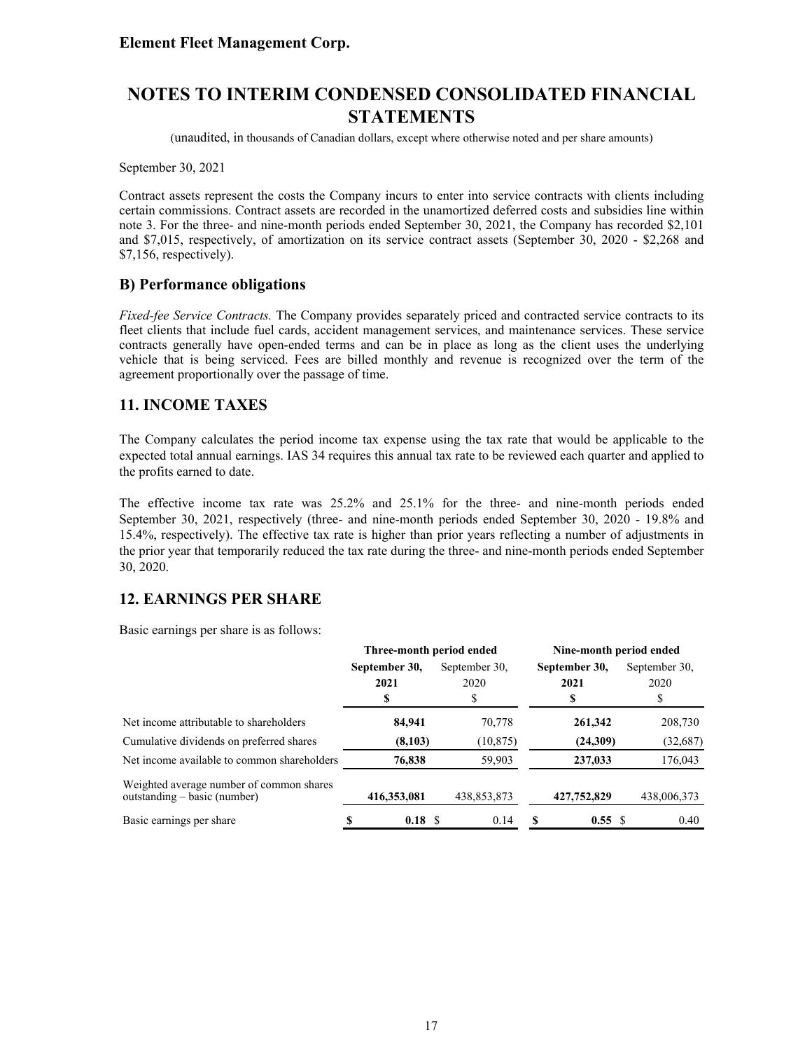September 30, 2021

Contract assets represent the costs the Company incurs to enter into service contracts with clients including certain commissions. Contract assets are recorded in the unamortized deferred costs and subsidies line within note 3. For the three- and nine-month periods ended September 30, 2021, the Company has recorded $2,101 and $7,015, respectively, of amortization on its service contract assets (September 30, 2020 - $2,268 and $7,156, respectively).

## B) Performance obligations

*Fixed-fee Service Contracts.* The Company provides separately priced and contracted service contracts to its fleet clients that include fuel cards, accident management services, and maintenance services. These service contracts generally have open-ended terms and can be in place as long as the client uses the underlying vehicle that is being serviced. Fees are billed monthly and revenue is recognized over the term of the agreement proportionally over the passage of time.

## 11. INCOME TAXES

The Company calculates the period income tax expense using the tax rate that would be applicable to the expected total annual earnings. IAS 34 requires this annual tax rate to be reviewed each quarter and applied to the profits earned to date.

The effective income tax rate was 25.2% and 25.1% for the three- and nine-month periods ended September 30, 2021, respectively (three- and nine-month periods ended September 30, 2020 - 19.8% and 15.4%, respectively). The effective tax rate is higher than prior years reflecting a number of adjustments in the prior year that temporarily reduced the tax rate during the three- and nine-month periods ended September 30, 2020.

## 12. EARNINGS PER SHARE

Basic earnings per share is as follows:

| | Three-month period ended | | Nine-month period ended | |
|---|---|---|---|---|
| | **September 30, 2021** | September 30, 2020 | **September 30, 2021** | September 30, 2020 |
| | **$** | $ | **$** | $ |
| Net income attributable to shareholders | **84,941** | 70,778 | **261,342** | 208,730 |
| Cumulative dividends on preferred shares | **(8,103)** | (10,875) | **(24,309)** | (32,687) |
| Net income available to common shareholders | **76,838** | 59,903 | **237,033** | 176,043 |
| Weighted average number of common shares outstanding – basic (number) | **416,353,081** | 438,853,873 | **427,752,829** | 438,006,373 |
| Basic earnings per share | **$ 0.18** | $ 0.14 | **$ 0.55** | $ 0.40 |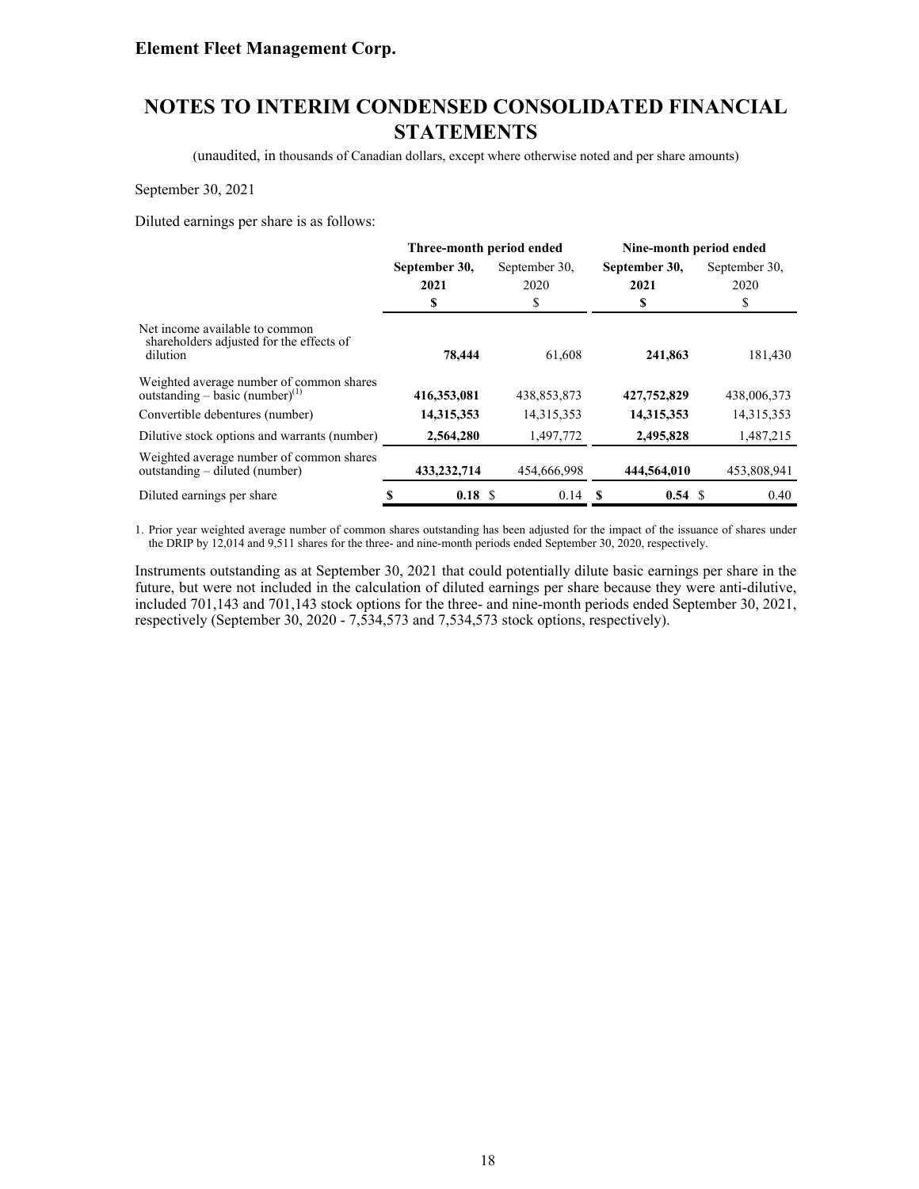**Element Fleet Management Corp.**

# NOTES TO INTERIM CONDENSED CONSOLIDATED FINANCIAL STATEMENTS

(unaudited, in thousands of Canadian dollars, except where otherwise noted and per share amounts)

September 30, 2021

Diluted earnings per share is as follows:

| | Three-month period ended | | Nine-month period ended | |
|---|---|---|---|---|
| | **September 30, 2021** | September 30, 2020 | **September 30, 2021** | September 30, 2020 |
| | **$** | $ | **$** | $ |
| Net income available to common shareholders adjusted for the effects of dilution | **78,444** | 61,608 | **241,863** | 181,430 |
| Weighted average number of common shares outstanding – basic (number)[1] | **416,353,081** | 438,853,873 | **427,752,829** | 438,006,373 |
| Convertible debentures (number) | **14,315,353** | 14,315,353 | **14,315,353** | 14,315,353 |
| Dilutive stock options and warrants (number) | **2,564,280** | 1,497,772 | **2,495,828** | 1,487,215 |
| Weighted average number of common shares outstanding – diluted (number) | **433,232,714** | 454,666,998 | **444,564,010** | 453,808,941 |
| Diluted earnings per share | **$ 0.18** | $ 0.14 | **$ 0.54** | $ 0.40 |

1. Prior year weighted average number of common shares outstanding has been adjusted for the impact of the issuance of shares under the DRIP by 12,014 and 9,511 shares for the three- and nine-month periods ended September 30, 2020, respectively.

Instruments outstanding as at September 30, 2021 that could potentially dilute basic earnings per share in the future, but were not included in the calculation of diluted earnings per share because they were anti-dilutive, included 701,143 and 701,143 stock options for the three- and nine-month periods ended September 30, 2021, respectively (September 30, 2020 - 7,534,573 and 7,534,573 stock options, respectively).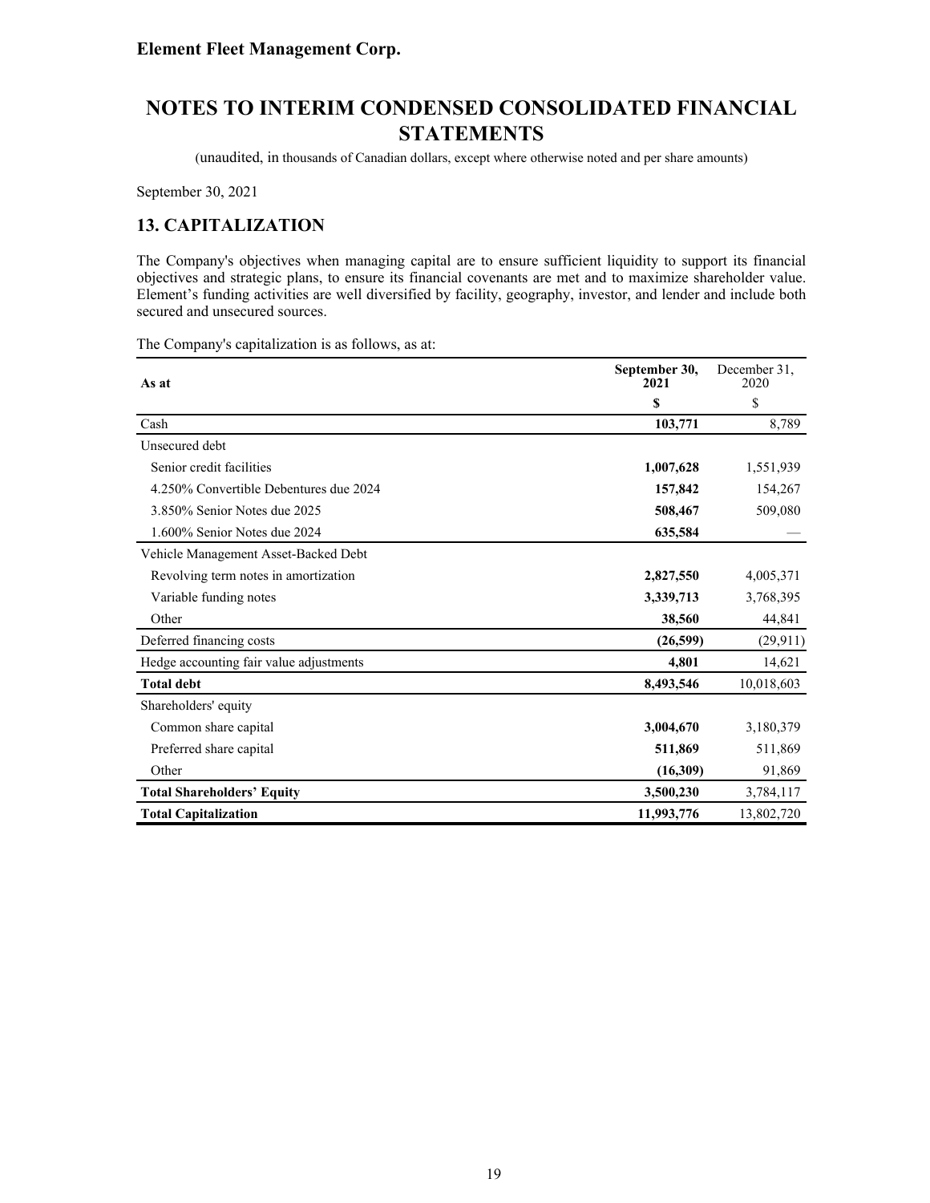**Element Fleet Management Corp.**

# NOTES TO INTERIM CONDENSED CONSOLIDATED FINANCIAL STATEMENTS

(unaudited, in thousands of Canadian dollars, except where otherwise noted and per share amounts)

September 30, 2021

## 13. CAPITALIZATION

The Company's objectives when managing capital are to ensure sufficient liquidity to support its financial objectives and strategic plans, to ensure its financial covenants are met and to maximize shareholder value. Element's funding activities are well diversified by facility, geography, investor, and lender and include both secured and unsecured sources.

The Company's capitalization is as follows, as at:

| As at | September 30, 2021 | December 31, 2020 |
|---|---|---|
| | **$** | $ |
| Cash | **103,771** | 8,789 |
| Unsecured debt | | |
| Senior credit facilities | **1,007,628** | 1,551,939 |
| 4.250% Convertible Debentures due 2024 | **157,842** | 154,267 |
| 3.850% Senior Notes due 2025 | **508,467** | 509,080 |
| 1.600% Senior Notes due 2024 | **635,584** | — |
| Vehicle Management Asset-Backed Debt | | |
| Revolving term notes in amortization | **2,827,550** | 4,005,371 |
| Variable funding notes | **3,339,713** | 3,768,395 |
| Other | **38,560** | 44,841 |
| Deferred financing costs | **(26,599)** | (29,911) |
| Hedge accounting fair value adjustments | **4,801** | 14,621 |
| **Total debt** | **8,493,546** | 10,018,603 |
| Shareholders' equity | | |
| Common share capital | **3,004,670** | 3,180,379 |
| Preferred share capital | **511,869** | 511,869 |
| Other | **(16,309)** | 91,869 |
| **Total Shareholders' Equity** | **3,500,230** | 3,784,117 |
| **Total Capitalization** | **11,993,776** | 13,802,720 |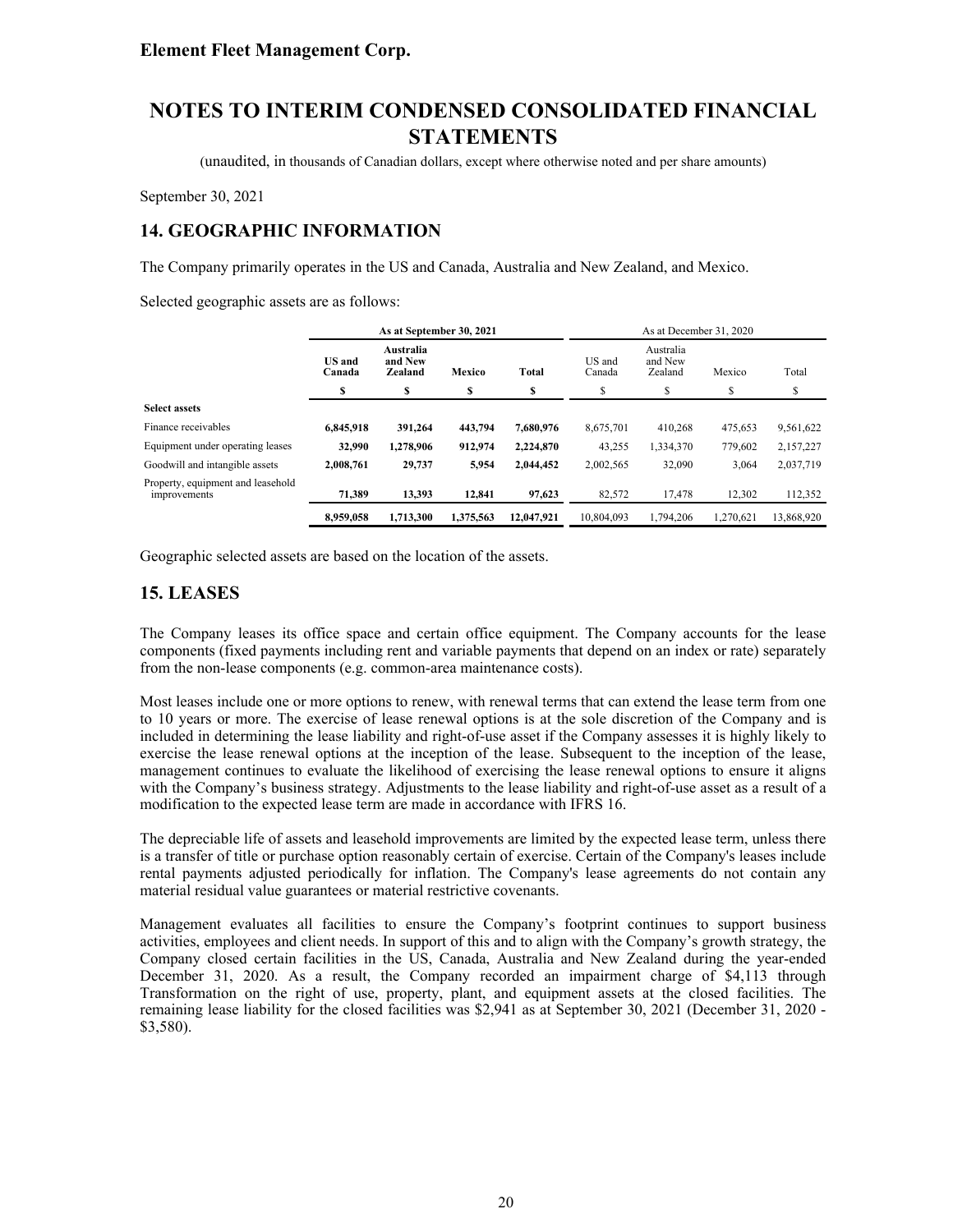Element Fleet Management Corp.

# NOTES TO INTERIM CONDENSED CONSOLIDATED FINANCIAL STATEMENTS

(unaudited, in thousands of Canadian dollars, except where otherwise noted and per share amounts)

September 30, 2021

## 14. GEOGRAPHIC INFORMATION

The Company primarily operates in the US and Canada, Australia and New Zealand, and Mexico.

Selected geographic assets are as follows:

| | As at September 30, 2021 | | | | As at December 31, 2020 | | | |
|---|---|---|---|---|---|---|---|---|
| | US and Canada | Australia and New Zealand | Mexico | Total | US and Canada | Australia and New Zealand | Mexico | Total |
| | $ | $ | $ | $ | $ | $ | $ | $ |
| **Select assets** | | | | | | | | |
| Finance receivables | **6,845,918** | **391,264** | **443,794** | **7,680,976** | 8,675,701 | 410,268 | 475,653 | 9,561,622 |
| Equipment under operating leases | **32,990** | **1,278,906** | **912,974** | **2,224,870** | 43,255 | 1,334,370 | 779,602 | 2,157,227 |
| Goodwill and intangible assets | **2,008,761** | **29,737** | **5,954** | **2,044,452** | 2,002,565 | 32,090 | 3,064 | 2,037,719 |
| Property, equipment and leasehold improvements | **71,389** | **13,393** | **12,841** | **97,623** | 82,572 | 17,478 | 12,302 | 112,352 |
| | **8,959,058** | **1,713,300** | **1,375,563** | **12,047,921** | 10,804,093 | 1,794,206 | 1,270,621 | 13,868,920 |

Geographic selected assets are based on the location of the assets.

## 15. LEASES

The Company leases its office space and certain office equipment. The Company accounts for the lease components (fixed payments including rent and variable payments that depend on an index or rate) separately from the non-lease components (e.g. common-area maintenance costs).

Most leases include one or more options to renew, with renewal terms that can extend the lease term from one to 10 years or more. The exercise of lease renewal options is at the sole discretion of the Company and is included in determining the lease liability and right-of-use asset if the Company assesses it is highly likely to exercise the lease renewal options at the inception of the lease. Subsequent to the inception of the lease, management continues to evaluate the likelihood of exercising the lease renewal options to ensure it aligns with the Company's business strategy. Adjustments to the lease liability and right-of-use asset as a result of a modification to the expected lease term are made in accordance with IFRS 16.

The depreciable life of assets and leasehold improvements are limited by the expected lease term, unless there is a transfer of title or purchase option reasonably certain of exercise. Certain of the Company's leases include rental payments adjusted periodically for inflation. The Company's lease agreements do not contain any material residual value guarantees or material restrictive covenants.

Management evaluates all facilities to ensure the Company's footprint continues to support business activities, employees and client needs. In support of this and to align with the Company's growth strategy, the Company closed certain facilities in the US, Canada, Australia and New Zealand during the year-ended December 31, 2020. As a result, the Company recorded an impairment charge of $4,113 through Transformation on the right of use, property, plant, and equipment assets at the closed facilities. The remaining lease liability for the closed facilities was $2,941 as at September 30, 2021 (December 31, 2020 - $3,580).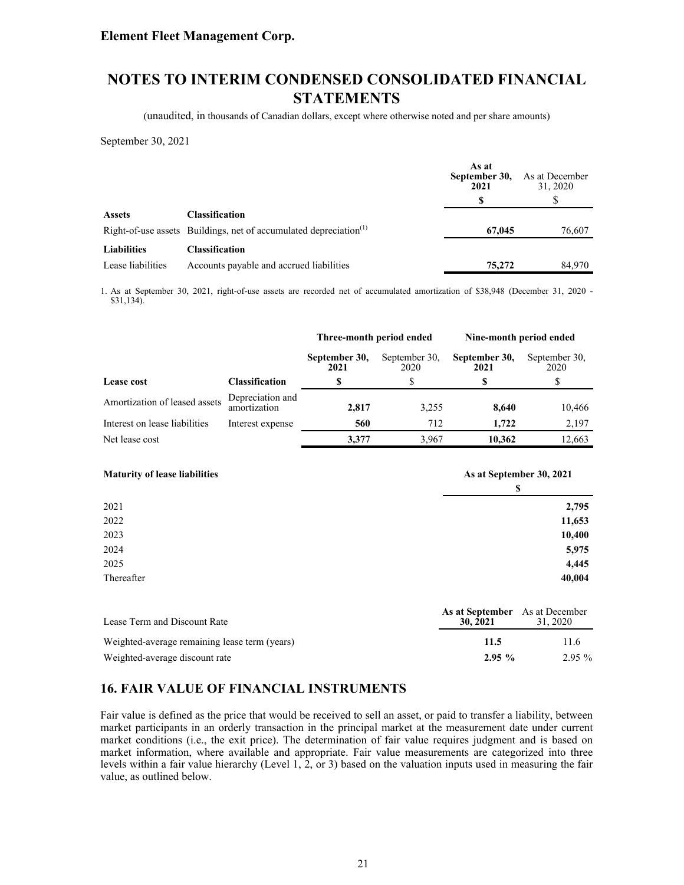**Element Fleet Management Corp.**

# NOTES TO INTERIM CONDENSED CONSOLIDATED FINANCIAL STATEMENTS

(unaudited, in thousands of Canadian dollars, except where otherwise noted and per share amounts)

September 30, 2021

| | | As at September 30, 2021 | As at December 31, 2020 |
|---|---|---|---|
| | | **$** | $ |
| **Assets** | **Classification** | | |
| Right-of-use assets | Buildings, net of accumulated depreciation[(1)] | **67,045** | 76,607 |
| **Liabilities** | **Classification** | | |
| Lease liabilities | Accounts payable and accrued liabilities | **75,272** | 84,970 |

1. As at September 30, 2021, right-of-use assets are recorded net of accumulated amortization of $38,948 (December 31, 2020 - $31,134).

| | | Three-month period ended | | Nine-month period ended | |
|---|---|---|---|---|---|
| | | **September 30, 2021** | September 30, 2020 | **September 30, 2021** | September 30, 2020 |
| **Lease cost** | **Classification** | **$** | $ | **$** | $ |
| Amortization of leased assets | Depreciation and amortization | **2,817** | 3,255 | **8,640** | 10,466 |
| Interest on lease liabilities | Interest expense | **560** | 712 | **1,722** | 2,197 |
| Net lease cost | | **3,377** | 3,967 | **10,362** | 12,663 |

| **Maturity of lease liabilities** | **As at September 30, 2021** |
|---|---|
| | **$** |
| 2021 | **2,795** |
| 2022 | **11,653** |
| 2023 | **10,400** |
| 2024 | **5,975** |
| 2025 | **4,445** |
| Thereafter | **40,004** |

| Lease Term and Discount Rate | As at September 30, 2021 | As at December 31, 2020 |
|---|---|---|
| Weighted-average remaining lease term (years) | **11.5** | 11.6 |
| Weighted-average discount rate | **2.95 %** | 2.95 % |

## 16. FAIR VALUE OF FINANCIAL INSTRUMENTS

Fair value is defined as the price that would be received to sell an asset, or paid to transfer a liability, between market participants in an orderly transaction in the principal market at the measurement date under current market conditions (i.e., the exit price). The determination of fair value requires judgment and is based on market information, where available and appropriate. Fair value measurements are categorized into three levels within a fair value hierarchy (Level 1, 2, or 3) based on the valuation inputs used in measuring the fair value, as outlined below.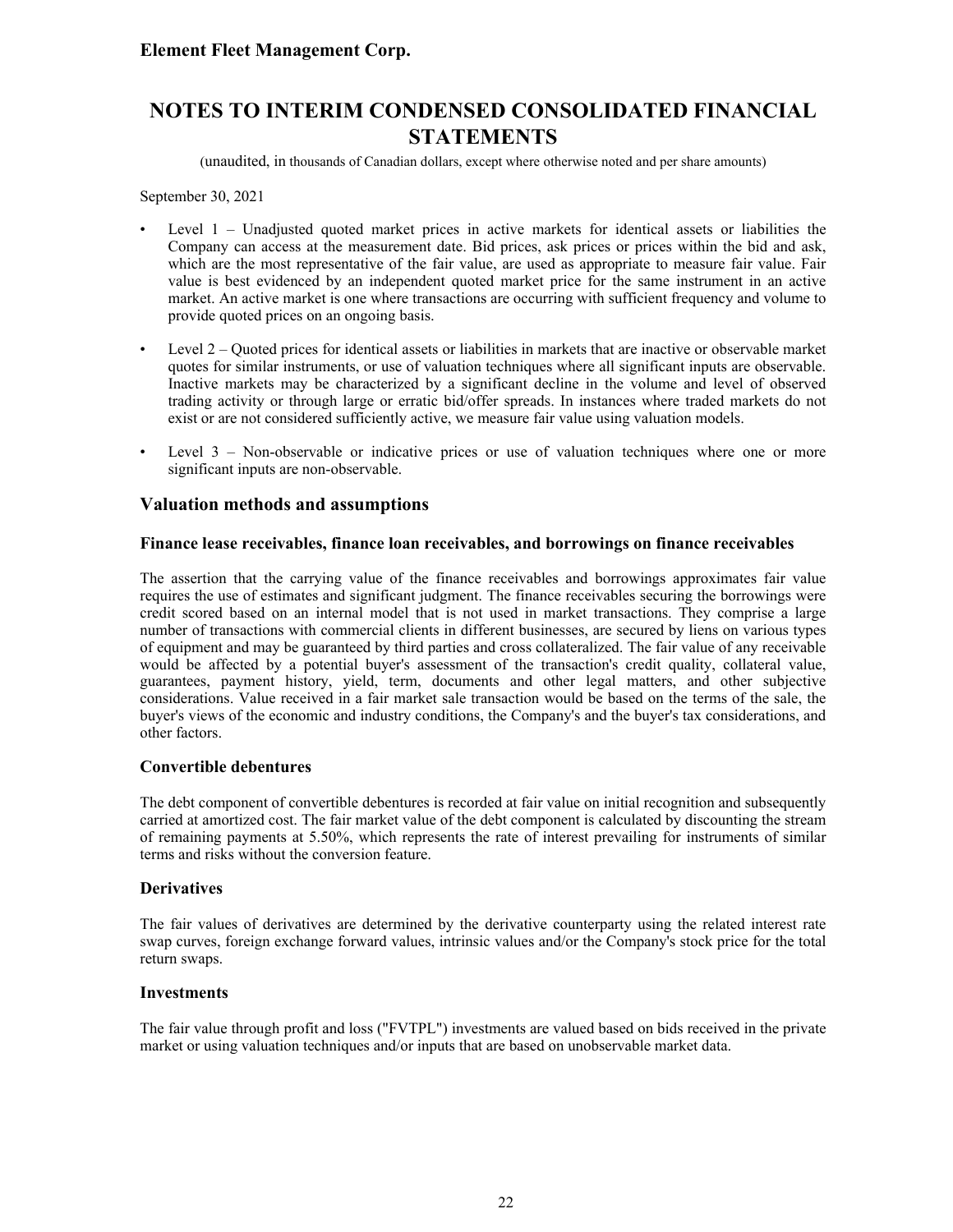September 30, 2021

- Level 1 – Unadjusted quoted market prices in active markets for identical assets or liabilities the Company can access at the measurement date. Bid prices, ask prices or prices within the bid and ask, which are the most representative of the fair value, are used as appropriate to measure fair value. Fair value is best evidenced by an independent quoted market price for the same instrument in an active market. An active market is one where transactions are occurring with sufficient frequency and volume to provide quoted prices on an ongoing basis.

- Level 2 – Quoted prices for identical assets or liabilities in markets that are inactive or observable market quotes for similar instruments, or use of valuation techniques where all significant inputs are observable. Inactive markets may be characterized by a significant decline in the volume and level of observed trading activity or through large or erratic bid/offer spreads. In instances where traded markets do not exist or are not considered sufficiently active, we measure fair value using valuation models.

- Level 3 – Non-observable or indicative prices or use of valuation techniques where one or more significant inputs are non-observable.

## Valuation methods and assumptions

### Finance lease receivables, finance loan receivables, and borrowings on finance receivables

The assertion that the carrying value of the finance receivables and borrowings approximates fair value requires the use of estimates and significant judgment. The finance receivables securing the borrowings were credit scored based on an internal model that is not used in market transactions. They comprise a large number of transactions with commercial clients in different businesses, are secured by liens on various types of equipment and may be guaranteed by third parties and cross collateralized. The fair value of any receivable would be affected by a potential buyer's assessment of the transaction's credit quality, collateral value, guarantees, payment history, yield, term, documents and other legal matters, and other subjective considerations. Value received in a fair market sale transaction would be based on the terms of the sale, the buyer's views of the economic and industry conditions, the Company's and the buyer's tax considerations, and other factors.

### Convertible debentures

The debt component of convertible debentures is recorded at fair value on initial recognition and subsequently carried at amortized cost. The fair market value of the debt component is calculated by discounting the stream of remaining payments at 5.50%, which represents the rate of interest prevailing for instruments of similar terms and risks without the conversion feature.

### Derivatives

The fair values of derivatives are determined by the derivative counterparty using the related interest rate swap curves, foreign exchange forward values, intrinsic values and/or the Company's stock price for the total return swaps.

### Investments

The fair value through profit and loss ("FVTPL") investments are valued based on bids received in the private market or using valuation techniques and/or inputs that are based on unobservable market data.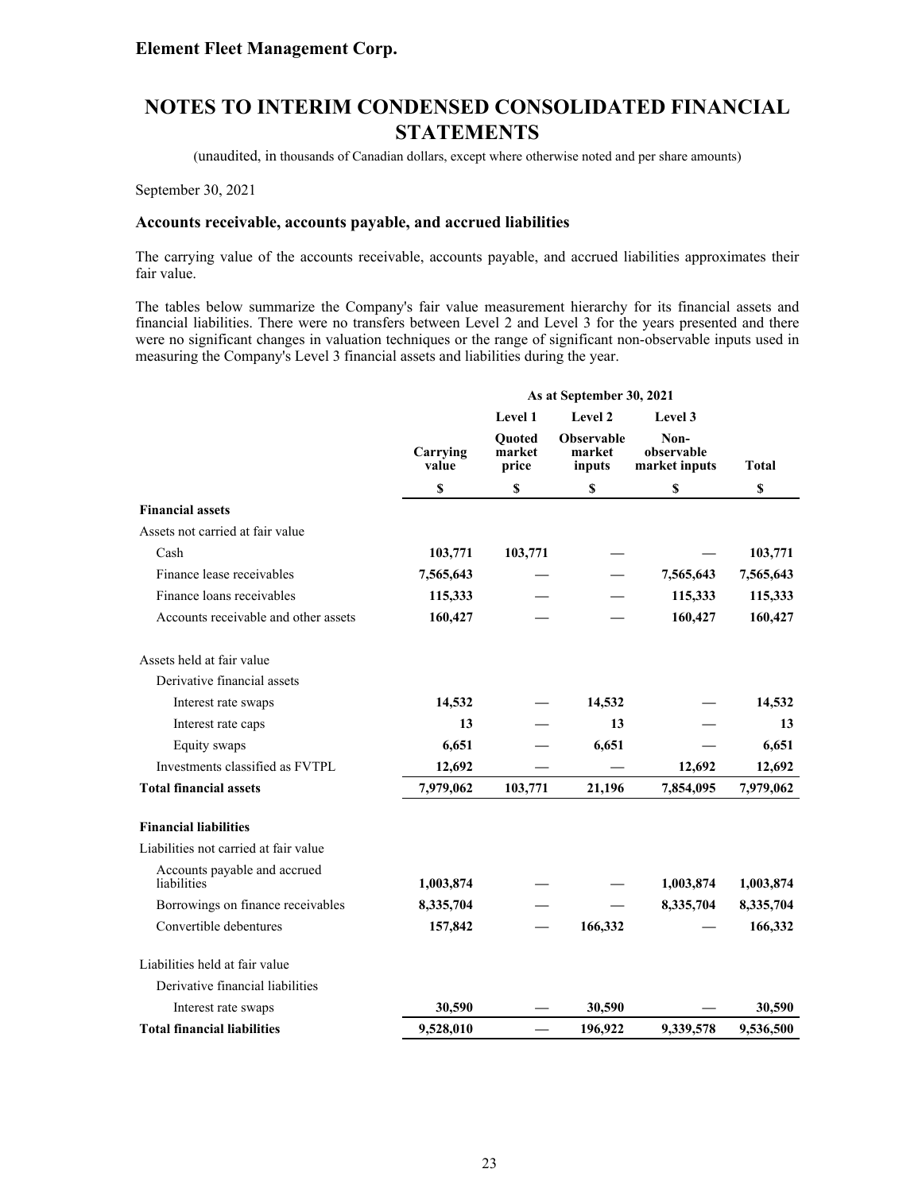September 30, 2021

### Accounts receivable, accounts payable, and accrued liabilities

The carrying value of the accounts receivable, accounts payable, and accrued liabilities approximates their fair value.

The tables below summarize the Company's fair value measurement hierarchy for its financial assets and financial liabilities. There were no transfers between Level 2 and Level 3 for the years presented and there were no significant changes in valuation techniques or the range of significant non-observable inputs used in measuring the Company's Level 3 financial assets and liabilities during the year.

| | As at September 30, 2021 | | | | |
|---|---|---|---|---|---|
| | | Level 1 | Level 2 | Level 3 | |
| | Carrying value | Quoted market price | Observable market inputs | Non-observable market inputs | Total |
| | $ | $ | $ | $ | $ |
| **Financial assets** | | | | | |
| Assets not carried at fair value | | | | | |
| Cash | **103,771** | **103,771** | — | — | **103,771** |
| Finance lease receivables | **7,565,643** | — | — | **7,565,643** | **7,565,643** |
| Finance loans receivables | **115,333** | — | — | **115,333** | **115,333** |
| Accounts receivable and other assets | **160,427** | — | — | **160,427** | **160,427** |
| Assets held at fair value | | | | | |
| Derivative financial assets | | | | | |
| Interest rate swaps | **14,532** | — | **14,532** | — | **14,532** |
| Interest rate caps | **13** | — | **13** | — | **13** |
| Equity swaps | **6,651** | — | **6,651** | — | **6,651** |
| Investments classified as FVTPL | **12,692** | — | — | **12,692** | **12,692** |
| **Total financial assets** | **7,979,062** | **103,771** | **21,196** | **7,854,095** | **7,979,062** |
| **Financial liabilities** | | | | | |
| Liabilities not carried at fair value | | | | | |
| Accounts payable and accrued liabilities | **1,003,874** | — | — | **1,003,874** | **1,003,874** |
| Borrowings on finance receivables | **8,335,704** | — | — | **8,335,704** | **8,335,704** |
| Convertible debentures | **157,842** | — | **166,332** | — | **166,332** |
| Liabilities held at fair value | | | | | |
| Derivative financial liabilities | | | | | |
| Interest rate swaps | **30,590** | — | **30,590** | — | **30,590** |
| **Total financial liabilities** | **9,528,010** | — | **196,922** | **9,339,578** | **9,536,500** |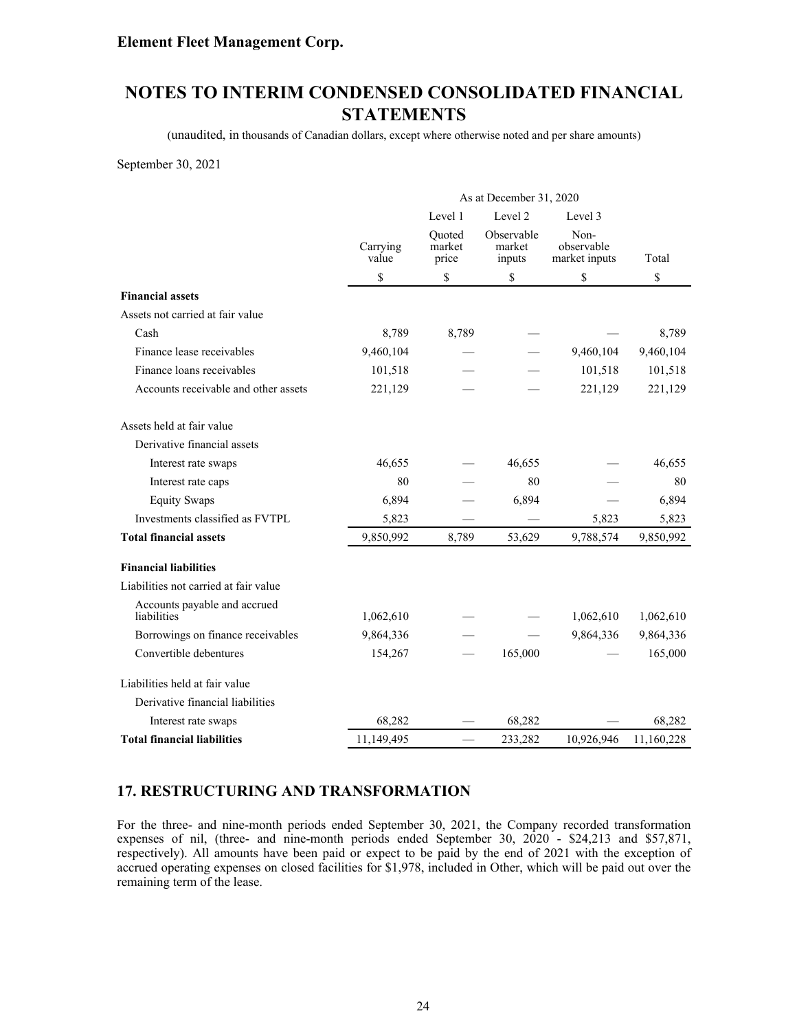**Element Fleet Management Corp.**

# NOTES TO INTERIM CONDENSED CONSOLIDATED FINANCIAL STATEMENTS

(unaudited, in thousands of Canadian dollars, except where otherwise noted and per share amounts)

September 30, 2021

| | As at December 31, 2020 | | | | |
|---|---|---|---|---|---|
| | | Level 1 | Level 2 | Level 3 | |
| | Carrying value | Quoted market price | Observable market inputs | Non-observable market inputs | Total |
| | $ | $ | $ | $ | $ |
| **Financial assets** | | | | | |
| Assets not carried at fair value | | | | | |
| Cash | 8,789 | 8,789 | — | — | 8,789 |
| Finance lease receivables | 9,460,104 | — | — | 9,460,104 | 9,460,104 |
| Finance loans receivables | 101,518 | — | — | 101,518 | 101,518 |
| Accounts receivable and other assets | 221,129 | — | — | 221,129 | 221,129 |
| Assets held at fair value | | | | | |
| Derivative financial assets | | | | | |
| Interest rate swaps | 46,655 | — | 46,655 | — | 46,655 |
| Interest rate caps | 80 | — | 80 | — | 80 |
| Equity Swaps | 6,894 | — | 6,894 | — | 6,894 |
| Investments classified as FVTPL | 5,823 | — | — | 5,823 | 5,823 |
| **Total financial assets** | 9,850,992 | 8,789 | 53,629 | 9,788,574 | 9,850,992 |
| **Financial liabilities** | | | | | |
| Liabilities not carried at fair value | | | | | |
| Accounts payable and accrued liabilities | 1,062,610 | — | — | 1,062,610 | 1,062,610 |
| Borrowings on finance receivables | 9,864,336 | — | — | 9,864,336 | 9,864,336 |
| Convertible debentures | 154,267 | — | 165,000 | — | 165,000 |
| Liabilities held at fair value | | | | | |
| Derivative financial liabilities | | | | | |
| Interest rate swaps | 68,282 | — | 68,282 | — | 68,282 |
| **Total financial liabilities** | 11,149,495 | — | 233,282 | 10,926,946 | 11,160,228 |

## 17. RESTRUCTURING AND TRANSFORMATION

For the three- and nine-month periods ended September 30, 2021, the Company recorded transformation expenses of nil, (three- and nine-month periods ended September 30, 2020 - $24,213 and $57,871, respectively). All amounts have been paid or expect to be paid by the end of 2021 with the exception of accrued operating expenses on closed facilities for $1,978, included in Other, which will be paid out over the remaining term of the lease.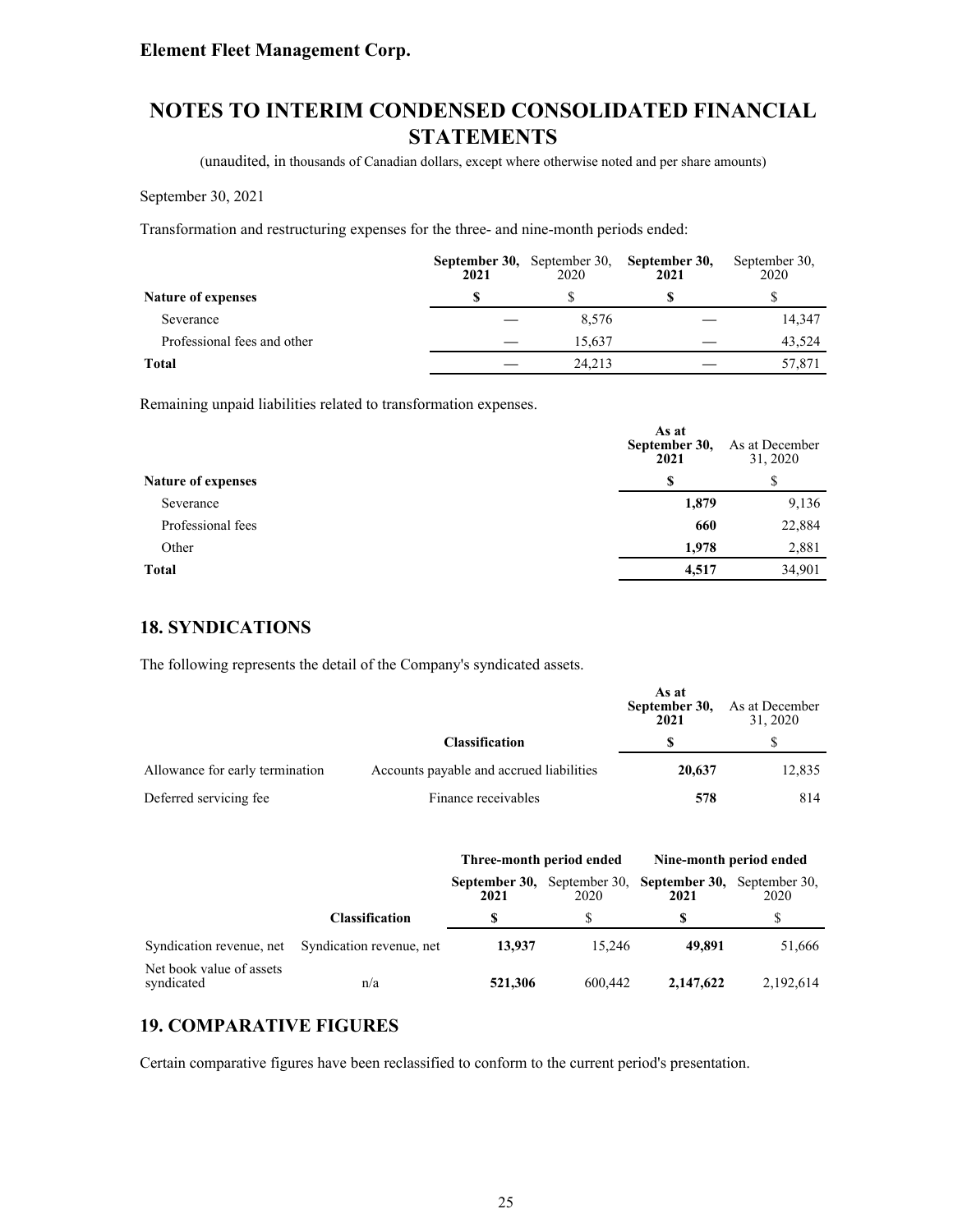# Element Fleet Management Corp.

# NOTES TO INTERIM CONDENSED CONSOLIDATED FINANCIAL STATEMENTS

(unaudited, in thousands of Canadian dollars, except where otherwise noted and per share amounts)

September 30, 2021

Transformation and restructuring expenses for the three- and nine-month periods ended:

| | **September 30, 2021** | September 30, 2020 | **September 30, 2021** | September 30, 2020 |
|---|---|---|---|---|
| **Nature of expenses** | **$** | $ | **$** | $ |
| Severance | — | 8,576 | — | 14,347 |
| Professional fees and other | — | 15,637 | — | 43,524 |
| **Total** | — | 24,213 | — | 57,871 |

Remaining unpaid liabilities related to transformation expenses.

| | **As at September 30, 2021** | As at December 31, 2020 |
|---|---|---|
| **Nature of expenses** | **$** | $ |
| Severance | **1,879** | 9,136 |
| Professional fees | **660** | 22,884 |
| Other | **1,978** | 2,881 |
| **Total** | **4,517** | 34,901 |

## 18. SYNDICATIONS

The following represents the detail of the Company's syndicated assets.

| | Classification | **As at September 30, 2021** | As at December 31, 2020 |
|---|---|---|---|
| | | **$** | $ |
| Allowance for early termination | Accounts payable and accrued liabilities | **20,637** | 12,835 |
| Deferred servicing fee | Finance receivables | **578** | 814 |

| | | **Three-month period ended** | | **Nine-month period ended** | |
|---|---|---|---|---|---|
| | | **September 30, 2021** | September 30, 2020 | **September 30, 2021** | September 30, 2020 |
| | **Classification** | **$** | $ | **$** | $ |
| Syndication revenue, net | Syndication revenue, net | **13,937** | 15,246 | **49,891** | 51,666 |
| Net book value of assets syndicated | n/a | **521,306** | 600,442 | **2,147,622** | 2,192,614 |

## 19. COMPARATIVE FIGURES

Certain comparative figures have been reclassified to conform to the current period's presentation.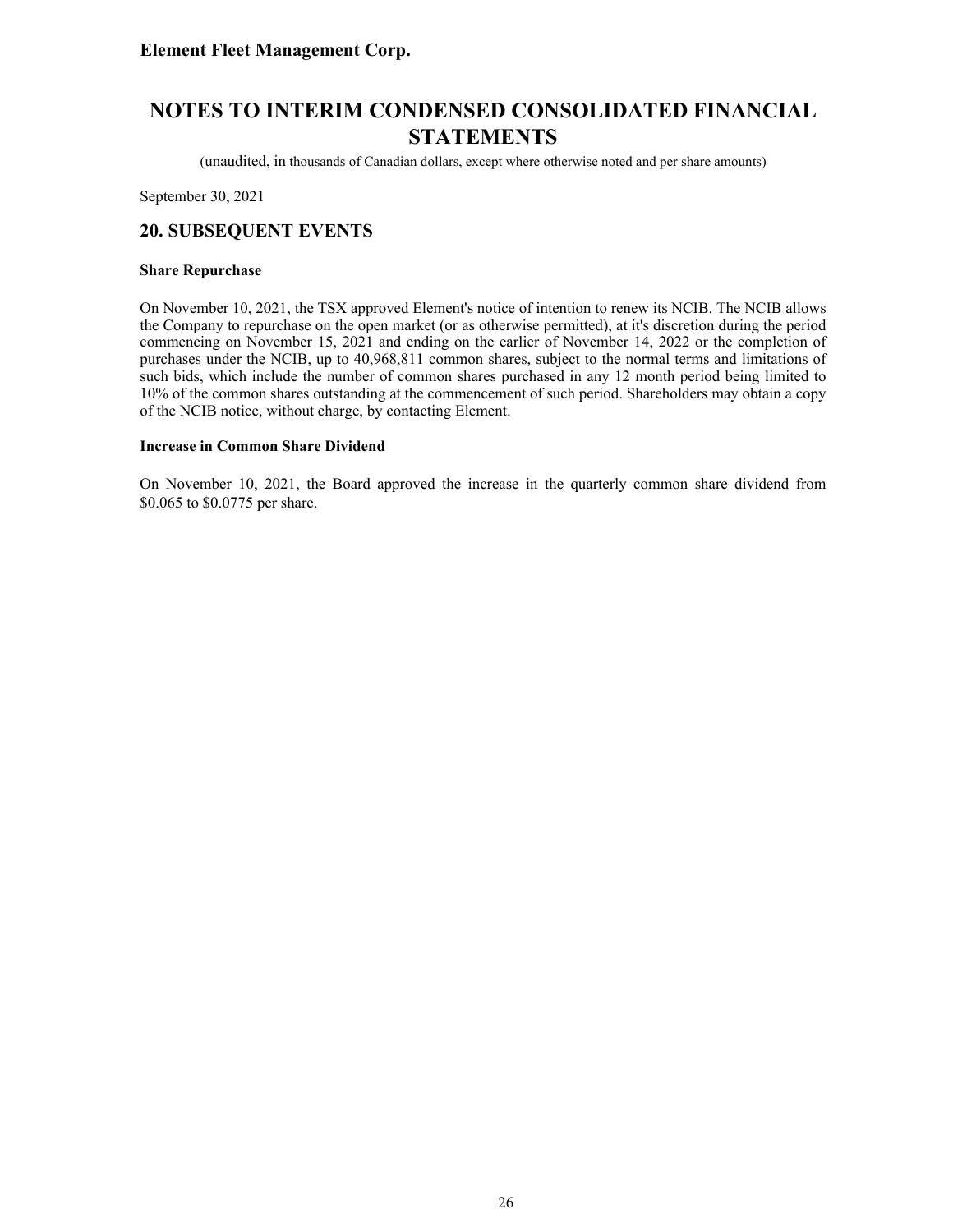September 30, 2021

## 20. SUBSEQUENT EVENTS

**Share Repurchase**

On November 10, 2021, the TSX approved Element's notice of intention to renew its NCIB. The NCIB allows the Company to repurchase on the open market (or as otherwise permitted), at it's discretion during the period commencing on November 15, 2021 and ending on the earlier of November 14, 2022 or the completion of purchases under the NCIB, up to 40,968,811 common shares, subject to the normal terms and limitations of such bids, which include the number of common shares purchased in any 12 month period being limited to 10% of the common shares outstanding at the commencement of such period. Shareholders may obtain a copy of the NCIB notice, without charge, by contacting Element.

**Increase in Common Share Dividend**

On November 10, 2021, the Board approved the increase in the quarterly common share dividend from $0.065 to $0.0775 per share.